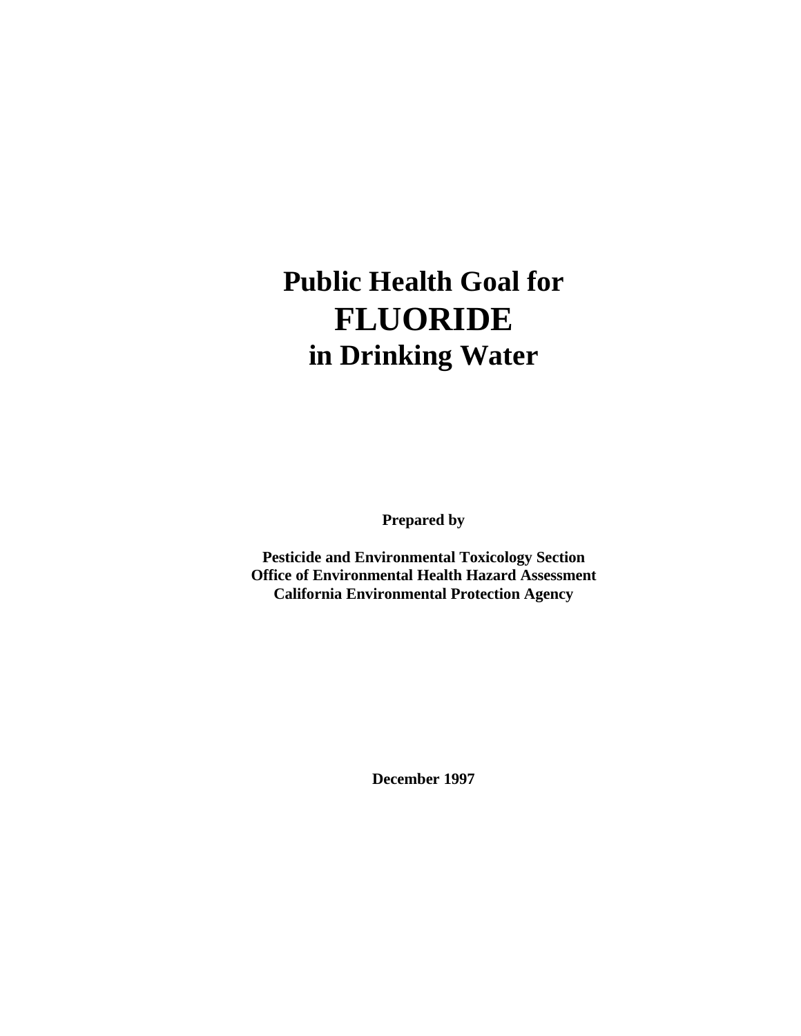# Public Health Goal for
# FLUORIDE
# in Drinking Water

**Prepared by**

**Pesticide and Environmental Toxicology Section**
**Office of Environmental Health Hazard Assessment**
**California Environmental Protection Agency**

**December 1997**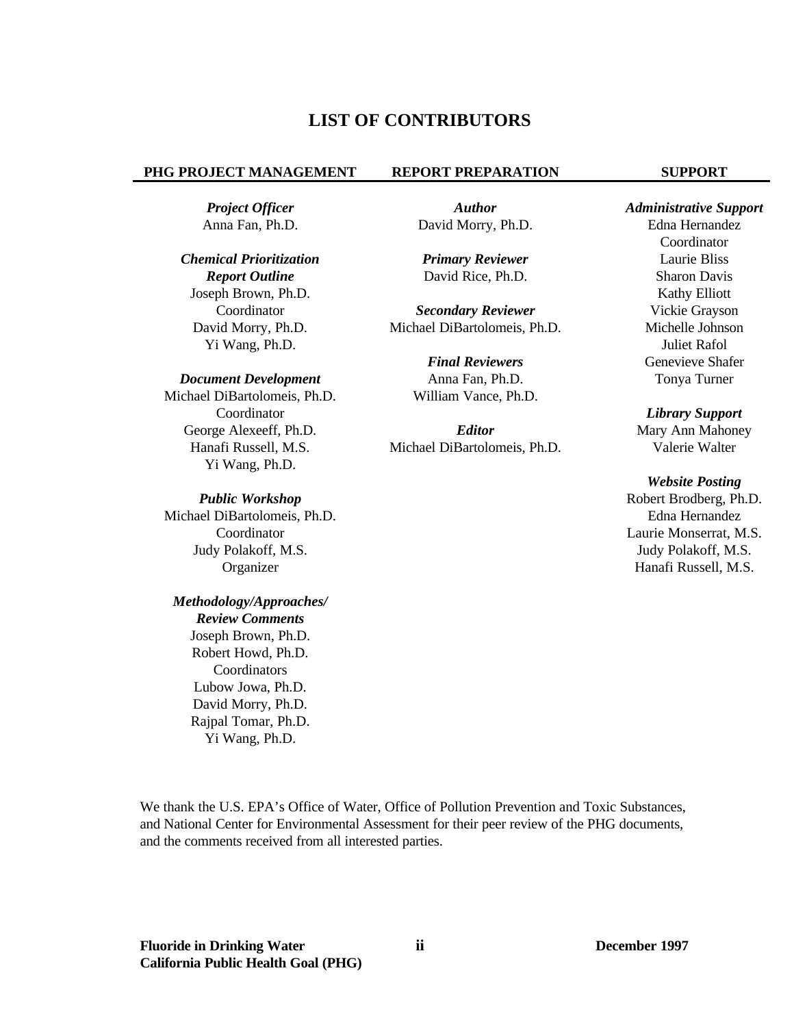# LIST OF CONTRIBUTORS

## PHG PROJECT MANAGEMENT

***Project Officer***
Anna Fan, Ph.D.

***Chemical Prioritization***
***Report Outline***
Joseph Brown, Ph.D.
Coordinator
David Morry, Ph.D.
Yi Wang, Ph.D.

***Document Development***
Michael DiBartolomeis, Ph.D.
Coordinator
George Alexeeff, Ph.D.
Hanafi Russell, M.S.
Yi Wang, Ph.D.

***Public Workshop***
Michael DiBartolomeis, Ph.D.
Coordinator
Judy Polakoff, M.S.
Organizer

***Methodology/Approaches/***
***Review Comments***
Joseph Brown, Ph.D.
Robert Howd, Ph.D.
Coordinators
Lubow Jowa, Ph.D.
David Morry, Ph.D.
Rajpal Tomar, Ph.D.
Yi Wang, Ph.D.

## REPORT PREPARATION

***Author***
David Morry, Ph.D.

***Primary Reviewer***
David Rice, Ph.D.

***Secondary Reviewer***
Michael DiBartolomeis, Ph.D.

***Final Reviewers***
Anna Fan, Ph.D.
William Vance, Ph.D.

***Editor***
Michael DiBartolomeis, Ph.D.

## SUPPORT

***Administrative Support***
Edna Hernandez
Coordinator
Laurie Bliss
Sharon Davis
Kathy Elliott
Vickie Grayson
Michelle Johnson
Juliet Rafol
Genevieve Shafer
Tonya Turner

***Library Support***
Mary Ann Mahoney
Valerie Walter

***Website Posting***
Robert Brodberg, Ph.D.
Edna Hernandez
Laurie Monserrat, M.S.
Judy Polakoff, M.S.
Hanafi Russell, M.S.

We thank the U.S. EPA's Office of Water, Office of Pollution Prevention and Toxic Substances, and National Center for Environmental Assessment for their peer review of the PHG documents, and the comments received from all interested parties.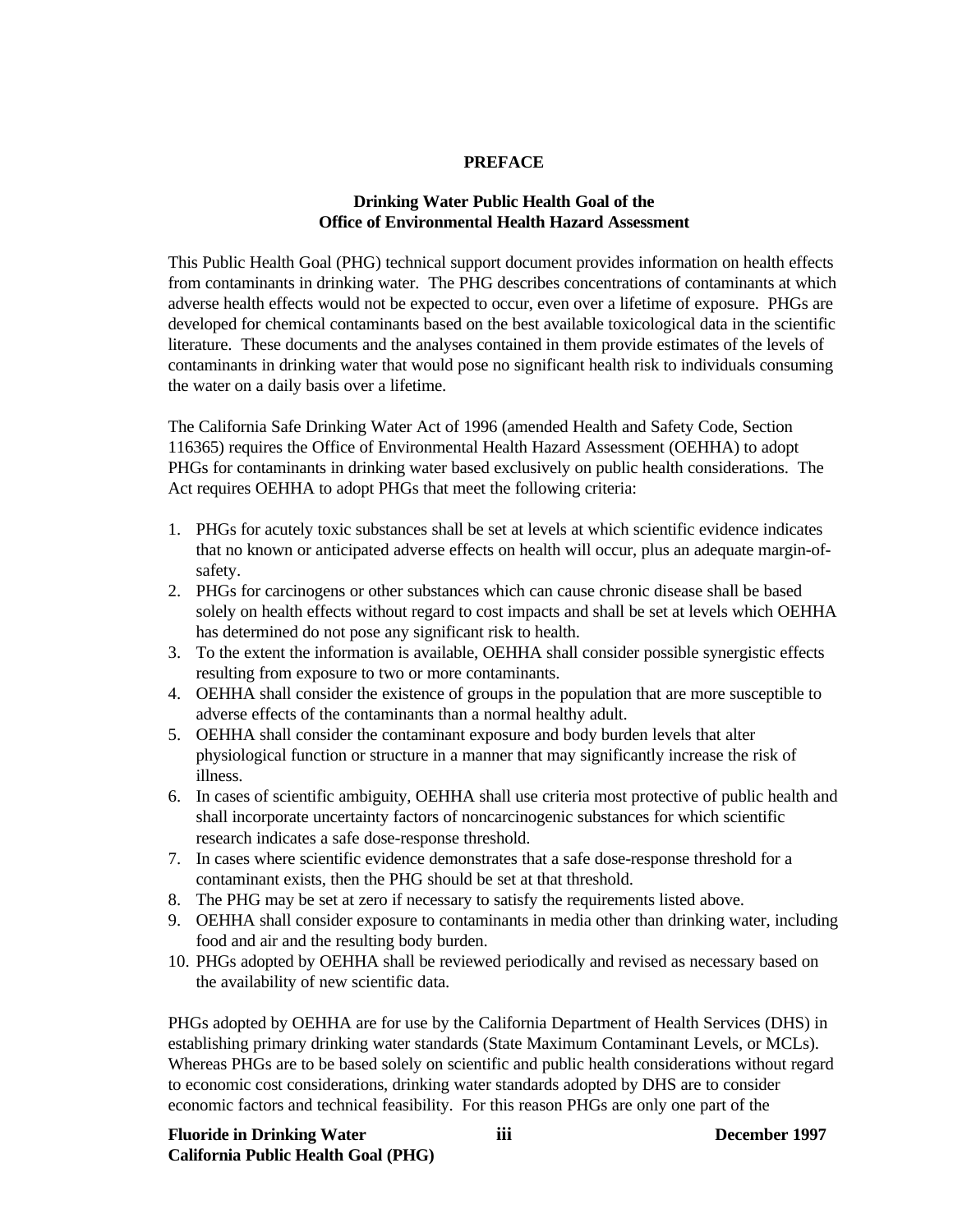# PREFACE

## Drinking Water Public Health Goal of the Office of Environmental Health Hazard Assessment

This Public Health Goal (PHG) technical support document provides information on health effects from contaminants in drinking water. The PHG describes concentrations of contaminants at which adverse health effects would not be expected to occur, even over a lifetime of exposure. PHGs are developed for chemical contaminants based on the best available toxicological data in the scientific literature. These documents and the analyses contained in them provide estimates of the levels of contaminants in drinking water that would pose no significant health risk to individuals consuming the water on a daily basis over a lifetime.

The California Safe Drinking Water Act of 1996 (amended Health and Safety Code, Section 116365) requires the Office of Environmental Health Hazard Assessment (OEHHA) to adopt PHGs for contaminants in drinking water based exclusively on public health considerations. The Act requires OEHHA to adopt PHGs that meet the following criteria:

1. PHGs for acutely toxic substances shall be set at levels at which scientific evidence indicates that no known or anticipated adverse effects on health will occur, plus an adequate margin-of-safety.
2. PHGs for carcinogens or other substances which can cause chronic disease shall be based solely on health effects without regard to cost impacts and shall be set at levels which OEHHA has determined do not pose any significant risk to health.
3. To the extent the information is available, OEHHA shall consider possible synergistic effects resulting from exposure to two or more contaminants.
4. OEHHA shall consider the existence of groups in the population that are more susceptible to adverse effects of the contaminants than a normal healthy adult.
5. OEHHA shall consider the contaminant exposure and body burden levels that alter physiological function or structure in a manner that may significantly increase the risk of illness.
6. In cases of scientific ambiguity, OEHHA shall use criteria most protective of public health and shall incorporate uncertainty factors of noncarcinogenic substances for which scientific research indicates a safe dose-response threshold.
7. In cases where scientific evidence demonstrates that a safe dose-response threshold for a contaminant exists, then the PHG should be set at that threshold.
8. The PHG may be set at zero if necessary to satisfy the requirements listed above.
9. OEHHA shall consider exposure to contaminants in media other than drinking water, including food and air and the resulting body burden.
10. PHGs adopted by OEHHA shall be reviewed periodically and revised as necessary based on the availability of new scientific data.

PHGs adopted by OEHHA are for use by the California Department of Health Services (DHS) in establishing primary drinking water standards (State Maximum Contaminant Levels, or MCLs). Whereas PHGs are to be based solely on scientific and public health considerations without regard to economic cost considerations, drinking water standards adopted by DHS are to consider economic factors and technical feasibility. For this reason PHGs are only one part of the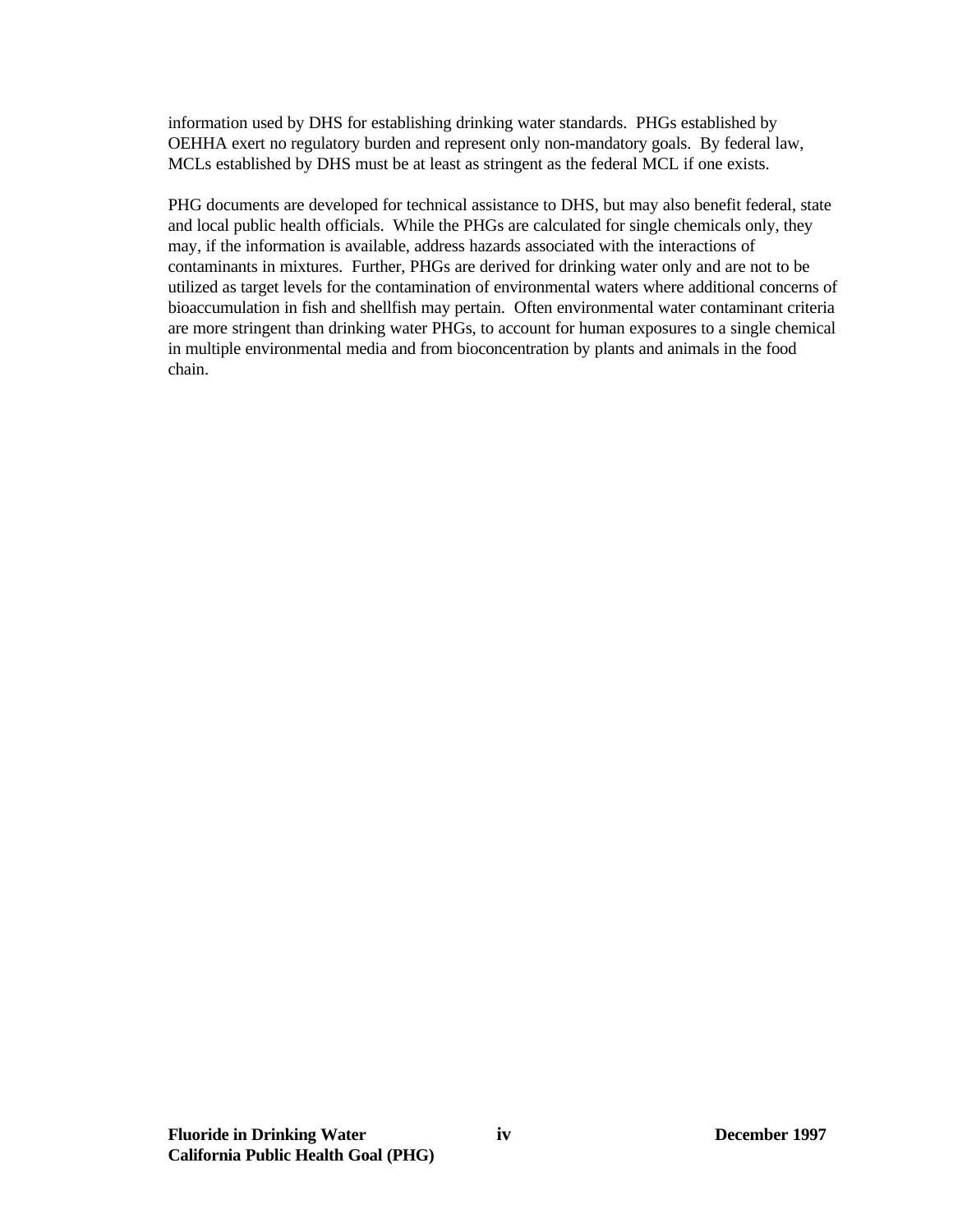information used by DHS for establishing drinking water standards. PHGs established by OEHHA exert no regulatory burden and represent only non-mandatory goals. By federal law, MCLs established by DHS must be at least as stringent as the federal MCL if one exists.

PHG documents are developed for technical assistance to DHS, but may also benefit federal, state and local public health officials. While the PHGs are calculated for single chemicals only, they may, if the information is available, address hazards associated with the interactions of contaminants in mixtures. Further, PHGs are derived for drinking water only and are not to be utilized as target levels for the contamination of environmental waters where additional concerns of bioaccumulation in fish and shellfish may pertain. Often environmental water contaminant criteria are more stringent than drinking water PHGs, to account for human exposures to a single chemical in multiple environmental media and from bioconcentration by plants and animals in the food chain.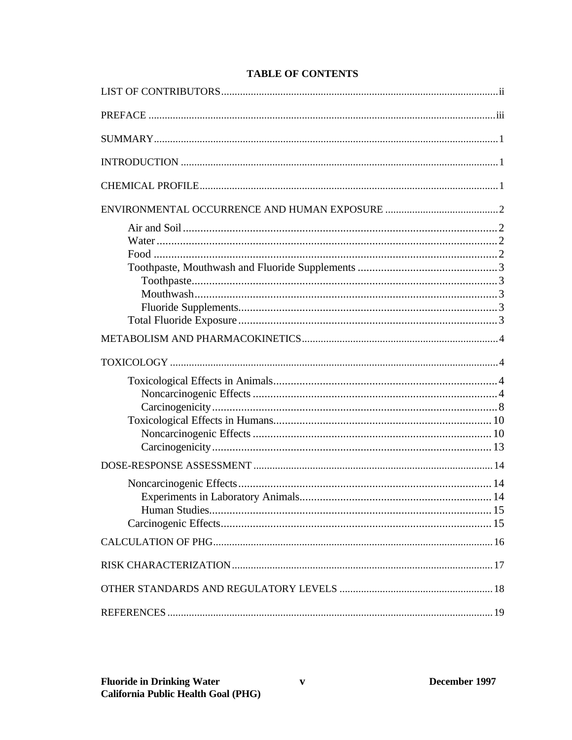# TABLE OF CONTENTS

LIST OF CONTRIBUTORS ..... ii

PREFACE ..... iii

SUMMARY ..... 1

INTRODUCTION ..... 1

CHEMICAL PROFILE ..... 1

ENVIRONMENTAL OCCURRENCE AND HUMAN EXPOSURE ..... 2

- Air and Soil ..... 2
- Water ..... 2
- Food ..... 2
- Toothpaste, Mouthwash and Fluoride Supplements ..... 3
  - Toothpaste ..... 3
  - Mouthwash ..... 3
  - Fluoride Supplements ..... 3
- Total Fluoride Exposure ..... 3

METABOLISM AND PHARMACOKINETICS ..... 4

TOXICOLOGY ..... 4

- Toxicological Effects in Animals ..... 4
  - Noncarcinogenic Effects ..... 4
  - Carcinogenicity ..... 8
- Toxicological Effects in Humans ..... 10
  - Noncarcinogenic Effects ..... 10
  - Carcinogenicity ..... 13

DOSE-RESPONSE ASSESSMENT ..... 14

- Noncarcinogenic Effects ..... 14
  - Experiments in Laboratory Animals ..... 14
  - Human Studies ..... 15
- Carcinogenic Effects ..... 15

CALCULATION OF PHG ..... 16

RISK CHARACTERIZATION ..... 17

OTHER STANDARDS AND REGULATORY LEVELS ..... 18

REFERENCES ..... 19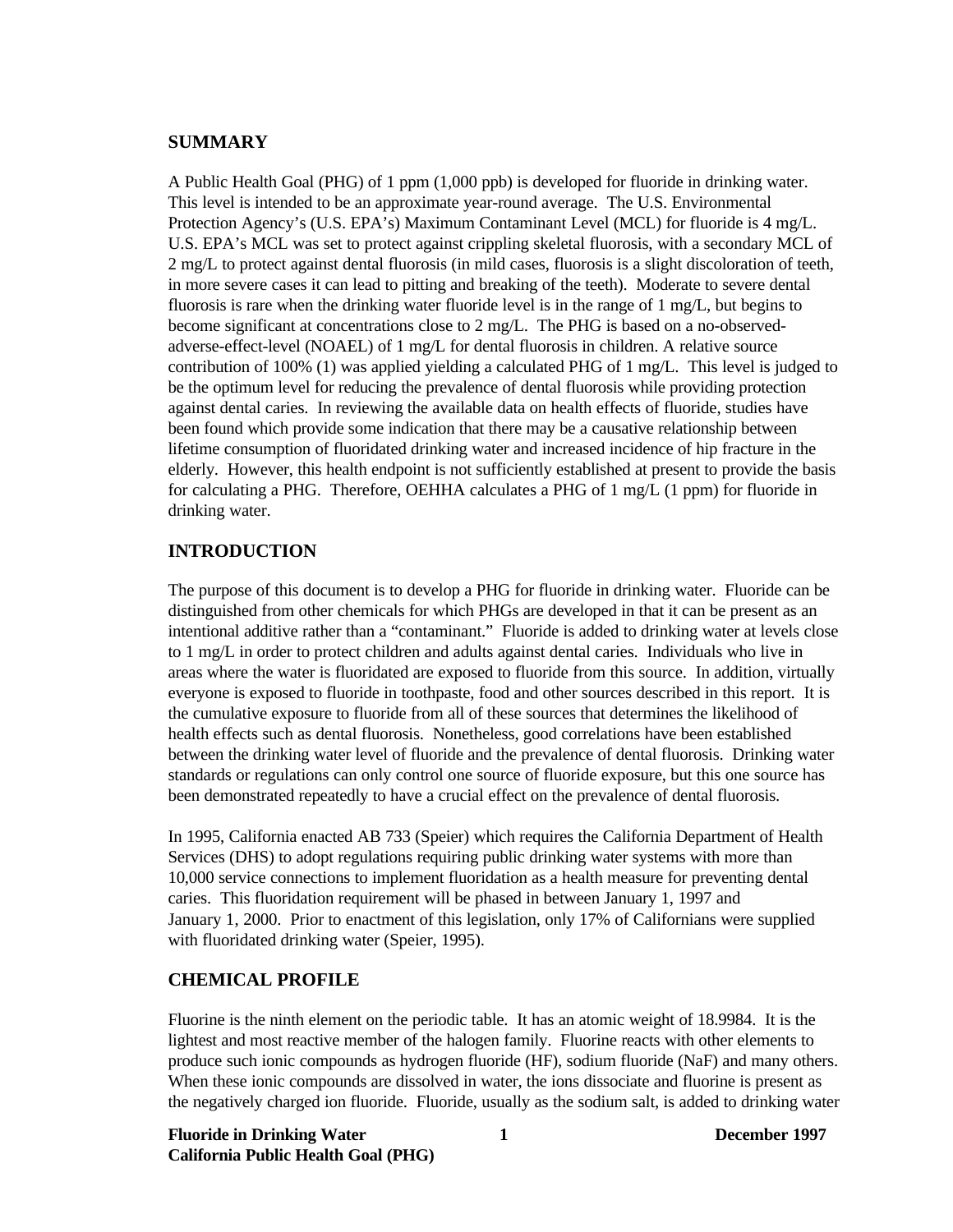## SUMMARY

A Public Health Goal (PHG) of 1 ppm (1,000 ppb) is developed for fluoride in drinking water. This level is intended to be an approximate year-round average. The U.S. Environmental Protection Agency's (U.S. EPA's) Maximum Contaminant Level (MCL) for fluoride is 4 mg/L. U.S. EPA's MCL was set to protect against crippling skeletal fluorosis, with a secondary MCL of 2 mg/L to protect against dental fluorosis (in mild cases, fluorosis is a slight discoloration of teeth, in more severe cases it can lead to pitting and breaking of the teeth). Moderate to severe dental fluorosis is rare when the drinking water fluoride level is in the range of 1 mg/L, but begins to become significant at concentrations close to 2 mg/L. The PHG is based on a no-observed-adverse-effect-level (NOAEL) of 1 mg/L for dental fluorosis in children. A relative source contribution of 100% (1) was applied yielding a calculated PHG of 1 mg/L. This level is judged to be the optimum level for reducing the prevalence of dental fluorosis while providing protection against dental caries. In reviewing the available data on health effects of fluoride, studies have been found which provide some indication that there may be a causative relationship between lifetime consumption of fluoridated drinking water and increased incidence of hip fracture in the elderly. However, this health endpoint is not sufficiently established at present to provide the basis for calculating a PHG. Therefore, OEHHA calculates a PHG of 1 mg/L (1 ppm) for fluoride in drinking water.

## INTRODUCTION

The purpose of this document is to develop a PHG for fluoride in drinking water. Fluoride can be distinguished from other chemicals for which PHGs are developed in that it can be present as an intentional additive rather than a "contaminant." Fluoride is added to drinking water at levels close to 1 mg/L in order to protect children and adults against dental caries. Individuals who live in areas where the water is fluoridated are exposed to fluoride from this source. In addition, virtually everyone is exposed to fluoride in toothpaste, food and other sources described in this report. It is the cumulative exposure to fluoride from all of these sources that determines the likelihood of health effects such as dental fluorosis. Nonetheless, good correlations have been established between the drinking water level of fluoride and the prevalence of dental fluorosis. Drinking water standards or regulations can only control one source of fluoride exposure, but this one source has been demonstrated repeatedly to have a crucial effect on the prevalence of dental fluorosis.

In 1995, California enacted AB 733 (Speier) which requires the California Department of Health Services (DHS) to adopt regulations requiring public drinking water systems with more than 10,000 service connections to implement fluoridation as a health measure for preventing dental caries. This fluoridation requirement will be phased in between January 1, 1997 and January 1, 2000. Prior to enactment of this legislation, only 17% of Californians were supplied with fluoridated drinking water (Speier, 1995).

## CHEMICAL PROFILE

Fluorine is the ninth element on the periodic table. It has an atomic weight of 18.9984. It is the lightest and most reactive member of the halogen family. Fluorine reacts with other elements to produce such ionic compounds as hydrogen fluoride (HF), sodium fluoride (NaF) and many others. When these ionic compounds are dissolved in water, the ions dissociate and fluorine is present as the negatively charged ion fluoride. Fluoride, usually as the sodium salt, is added to drinking water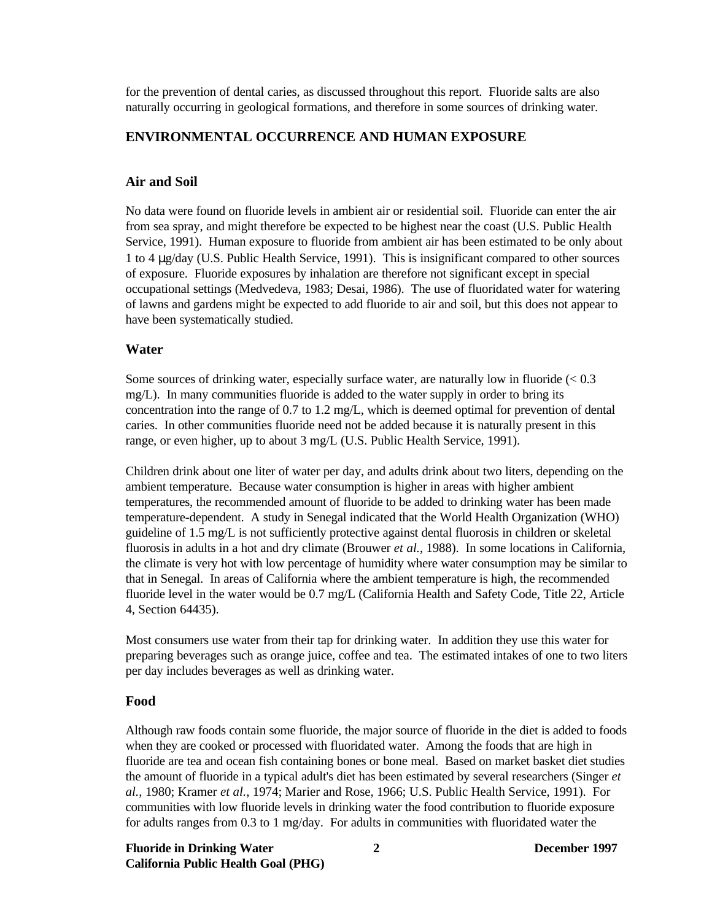for the prevention of dental caries, as discussed throughout this report. Fluoride salts are also naturally occurring in geological formations, and therefore in some sources of drinking water.

## ENVIRONMENTAL OCCURRENCE AND HUMAN EXPOSURE

### Air and Soil

No data were found on fluoride levels in ambient air or residential soil. Fluoride can enter the air from sea spray, and might therefore be expected to be highest near the coast (U.S. Public Health Service, 1991). Human exposure to fluoride from ambient air has been estimated to be only about 1 to 4 μg/day (U.S. Public Health Service, 1991). This is insignificant compared to other sources of exposure. Fluoride exposures by inhalation are therefore not significant except in special occupational settings (Medvedeva, 1983; Desai, 1986). The use of fluoridated water for watering of lawns and gardens might be expected to add fluoride to air and soil, but this does not appear to have been systematically studied.

### Water

Some sources of drinking water, especially surface water, are naturally low in fluoride (< 0.3 mg/L). In many communities fluoride is added to the water supply in order to bring its concentration into the range of 0.7 to 1.2 mg/L, which is deemed optimal for prevention of dental caries. In other communities fluoride need not be added because it is naturally present in this range, or even higher, up to about 3 mg/L (U.S. Public Health Service, 1991).

Children drink about one liter of water per day, and adults drink about two liters, depending on the ambient temperature. Because water consumption is higher in areas with higher ambient temperatures, the recommended amount of fluoride to be added to drinking water has been made temperature-dependent. A study in Senegal indicated that the World Health Organization (WHO) guideline of 1.5 mg/L is not sufficiently protective against dental fluorosis in children or skeletal fluorosis in adults in a hot and dry climate (Brouwer *et al.*, 1988). In some locations in California, the climate is very hot with low percentage of humidity where water consumption may be similar to that in Senegal. In areas of California where the ambient temperature is high, the recommended fluoride level in the water would be 0.7 mg/L (California Health and Safety Code, Title 22, Article 4, Section 64435).

Most consumers use water from their tap for drinking water. In addition they use this water for preparing beverages such as orange juice, coffee and tea. The estimated intakes of one to two liters per day includes beverages as well as drinking water.

### Food

Although raw foods contain some fluoride, the major source of fluoride in the diet is added to foods when they are cooked or processed with fluoridated water. Among the foods that are high in fluoride are tea and ocean fish containing bones or bone meal. Based on market basket diet studies the amount of fluoride in a typical adult's diet has been estimated by several researchers (Singer *et al.*, 1980; Kramer *et al.*, 1974; Marier and Rose, 1966; U.S. Public Health Service, 1991). For communities with low fluoride levels in drinking water the food contribution to fluoride exposure for adults ranges from 0.3 to 1 mg/day. For adults in communities with fluoridated water the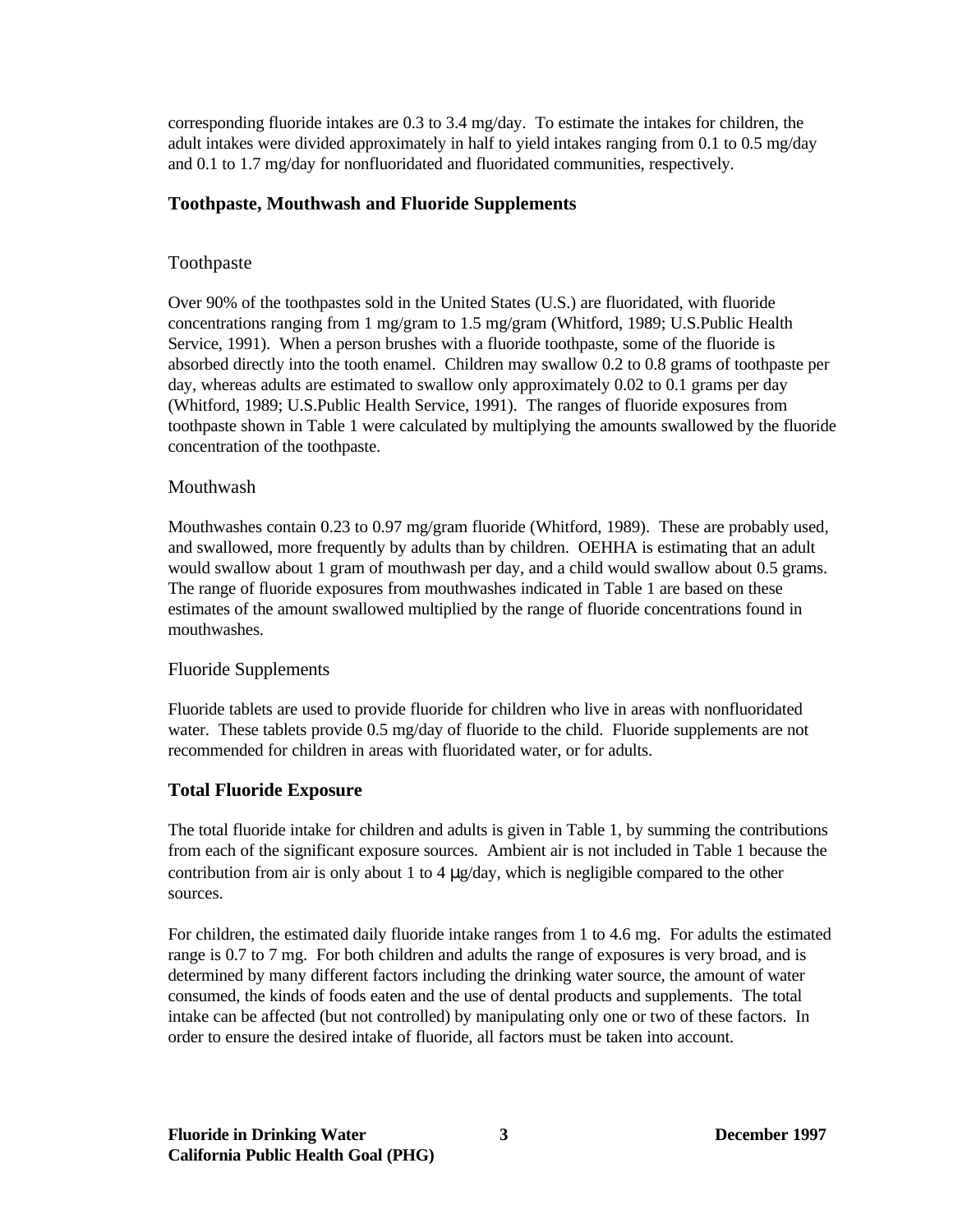corresponding fluoride intakes are 0.3 to 3.4 mg/day. To estimate the intakes for children, the adult intakes were divided approximately in half to yield intakes ranging from 0.1 to 0.5 mg/day and 0.1 to 1.7 mg/day for nonfluoridated and fluoridated communities, respectively.

## Toothpaste, Mouthwash and Fluoride Supplements

### Toothpaste

Over 90% of the toothpastes sold in the United States (U.S.) are fluoridated, with fluoride concentrations ranging from 1 mg/gram to 1.5 mg/gram (Whitford, 1989; U.S.Public Health Service, 1991). When a person brushes with a fluoride toothpaste, some of the fluoride is absorbed directly into the tooth enamel. Children may swallow 0.2 to 0.8 grams of toothpaste per day, whereas adults are estimated to swallow only approximately 0.02 to 0.1 grams per day (Whitford, 1989; U.S.Public Health Service, 1991). The ranges of fluoride exposures from toothpaste shown in Table 1 were calculated by multiplying the amounts swallowed by the fluoride concentration of the toothpaste.

### Mouthwash

Mouthwashes contain 0.23 to 0.97 mg/gram fluoride (Whitford, 1989). These are probably used, and swallowed, more frequently by adults than by children. OEHHA is estimating that an adult would swallow about 1 gram of mouthwash per day, and a child would swallow about 0.5 grams. The range of fluoride exposures from mouthwashes indicated in Table 1 are based on these estimates of the amount swallowed multiplied by the range of fluoride concentrations found in mouthwashes.

### Fluoride Supplements

Fluoride tablets are used to provide fluoride for children who live in areas with nonfluoridated water. These tablets provide 0.5 mg/day of fluoride to the child. Fluoride supplements are not recommended for children in areas with fluoridated water, or for adults.

## Total Fluoride Exposure

The total fluoride intake for children and adults is given in Table 1, by summing the contributions from each of the significant exposure sources. Ambient air is not included in Table 1 because the contribution from air is only about 1 to 4 μg/day, which is negligible compared to the other sources.

For children, the estimated daily fluoride intake ranges from 1 to 4.6 mg. For adults the estimated range is 0.7 to 7 mg. For both children and adults the range of exposures is very broad, and is determined by many different factors including the drinking water source, the amount of water consumed, the kinds of foods eaten and the use of dental products and supplements. The total intake can be affected (but not controlled) by manipulating only one or two of these factors. In order to ensure the desired intake of fluoride, all factors must be taken into account.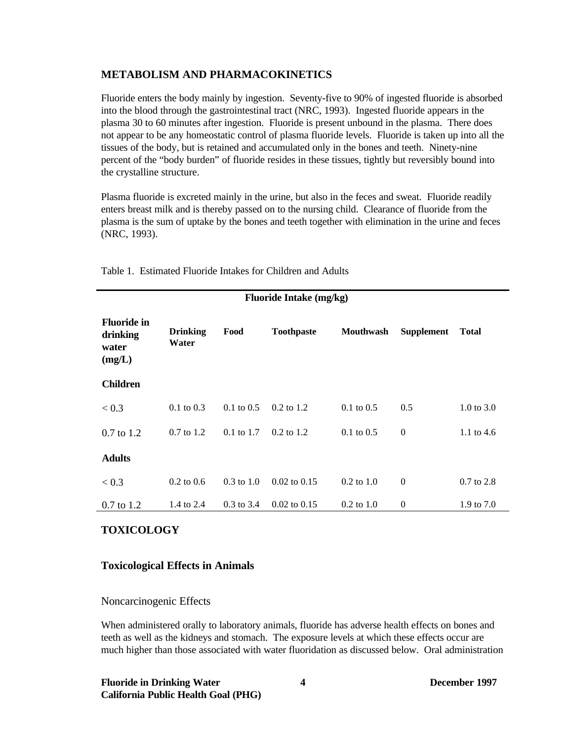## METABOLISM AND PHARMACOKINETICS

Fluoride enters the body mainly by ingestion. Seventy-five to 90% of ingested fluoride is absorbed into the blood through the gastrointestinal tract (NRC, 1993). Ingested fluoride appears in the plasma 30 to 60 minutes after ingestion. Fluoride is present unbound in the plasma. There does not appear to be any homeostatic control of plasma fluoride levels. Fluoride is taken up into all the tissues of the body, but is retained and accumulated only in the bones and teeth. Ninety-nine percent of the "body burden" of fluoride resides in these tissues, tightly but reversibly bound into the crystalline structure.

Plasma fluoride is excreted mainly in the urine, but also in the feces and sweat. Fluoride readily enters breast milk and is thereby passed on to the nursing child. Clearance of fluoride from the plasma is the sum of uptake by the bones and teeth together with elimination in the urine and feces (NRC, 1993).

Table 1. Estimated Fluoride Intakes for Children and Adults

| | Fluoride Intake (mg/kg) | | | | | |
|---|---|---|---|---|---|---|
| **Fluoride in drinking water (mg/L)** | **Drinking Water** | **Food** | **Toothpaste** | **Mouthwash** | **Supplement** | **Total** |
| **Children** | | | | | | |
| < 0.3 | 0.1 to 0.3 | 0.1 to 0.5 | 0.2 to 1.2 | 0.1 to 0.5 | 0.5 | 1.0 to 3.0 |
| 0.7 to 1.2 | 0.7 to 1.2 | 0.1 to 1.7 | 0.2 to 1.2 | 0.1 to 0.5 | 0 | 1.1 to 4.6 |
| **Adults** | | | | | | |
| < 0.3 | 0.2 to 0.6 | 0.3 to 1.0 | 0.02 to 0.15 | 0.2 to 1.0 | 0 | 0.7 to 2.8 |
| 0.7 to 1.2 | 1.4 to 2.4 | 0.3 to 3.4 | 0.02 to 0.15 | 0.2 to 1.0 | 0 | 1.9 to 7.0 |

## TOXICOLOGY

### Toxicological Effects in Animals

#### Noncarcinogenic Effects

When administered orally to laboratory animals, fluoride has adverse health effects on bones and teeth as well as the kidneys and stomach. The exposure levels at which these effects occur are much higher than those associated with water fluoridation as discussed below. Oral administration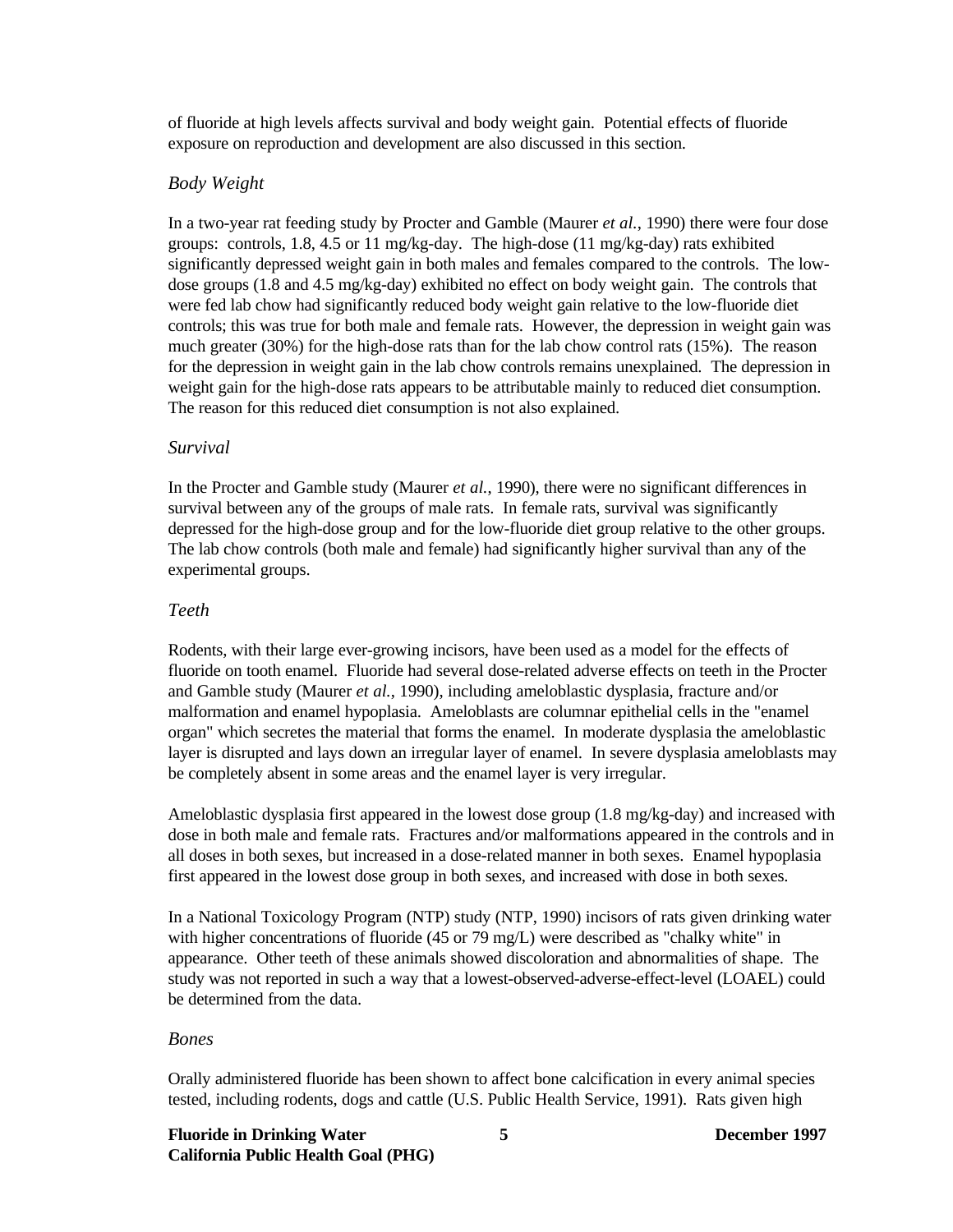of fluoride at high levels affects survival and body weight gain. Potential effects of fluoride exposure on reproduction and development are also discussed in this section.

*Body Weight*

In a two-year rat feeding study by Procter and Gamble (Maurer *et al.*, 1990) there were four dose groups: controls, 1.8, 4.5 or 11 mg/kg-day. The high-dose (11 mg/kg-day) rats exhibited significantly depressed weight gain in both males and females compared to the controls. The low-dose groups (1.8 and 4.5 mg/kg-day) exhibited no effect on body weight gain. The controls that were fed lab chow had significantly reduced body weight gain relative to the low-fluoride diet controls; this was true for both male and female rats. However, the depression in weight gain was much greater (30%) for the high-dose rats than for the lab chow control rats (15%). The reason for the depression in weight gain in the lab chow controls remains unexplained. The depression in weight gain for the high-dose rats appears to be attributable mainly to reduced diet consumption. The reason for this reduced diet consumption is not also explained.

*Survival*

In the Procter and Gamble study (Maurer *et al.*, 1990), there were no significant differences in survival between any of the groups of male rats. In female rats, survival was significantly depressed for the high-dose group and for the low-fluoride diet group relative to the other groups. The lab chow controls (both male and female) had significantly higher survival than any of the experimental groups.

*Teeth*

Rodents, with their large ever-growing incisors, have been used as a model for the effects of fluoride on tooth enamel. Fluoride had several dose-related adverse effects on teeth in the Procter and Gamble study (Maurer *et al.*, 1990), including ameloblastic dysplasia, fracture and/or malformation and enamel hypoplasia. Ameloblasts are columnar epithelial cells in the "enamel organ" which secretes the material that forms the enamel. In moderate dysplasia the ameloblastic layer is disrupted and lays down an irregular layer of enamel. In severe dysplasia ameloblasts may be completely absent in some areas and the enamel layer is very irregular.

Ameloblastic dysplasia first appeared in the lowest dose group (1.8 mg/kg-day) and increased with dose in both male and female rats. Fractures and/or malformations appeared in the controls and in all doses in both sexes, but increased in a dose-related manner in both sexes. Enamel hypoplasia first appeared in the lowest dose group in both sexes, and increased with dose in both sexes.

In a National Toxicology Program (NTP) study (NTP, 1990) incisors of rats given drinking water with higher concentrations of fluoride (45 or 79 mg/L) were described as "chalky white" in appearance. Other teeth of these animals showed discoloration and abnormalities of shape. The study was not reported in such a way that a lowest-observed-adverse-effect-level (LOAEL) could be determined from the data.

*Bones*

Orally administered fluoride has been shown to affect bone calcification in every animal species tested, including rodents, dogs and cattle (U.S. Public Health Service, 1991). Rats given high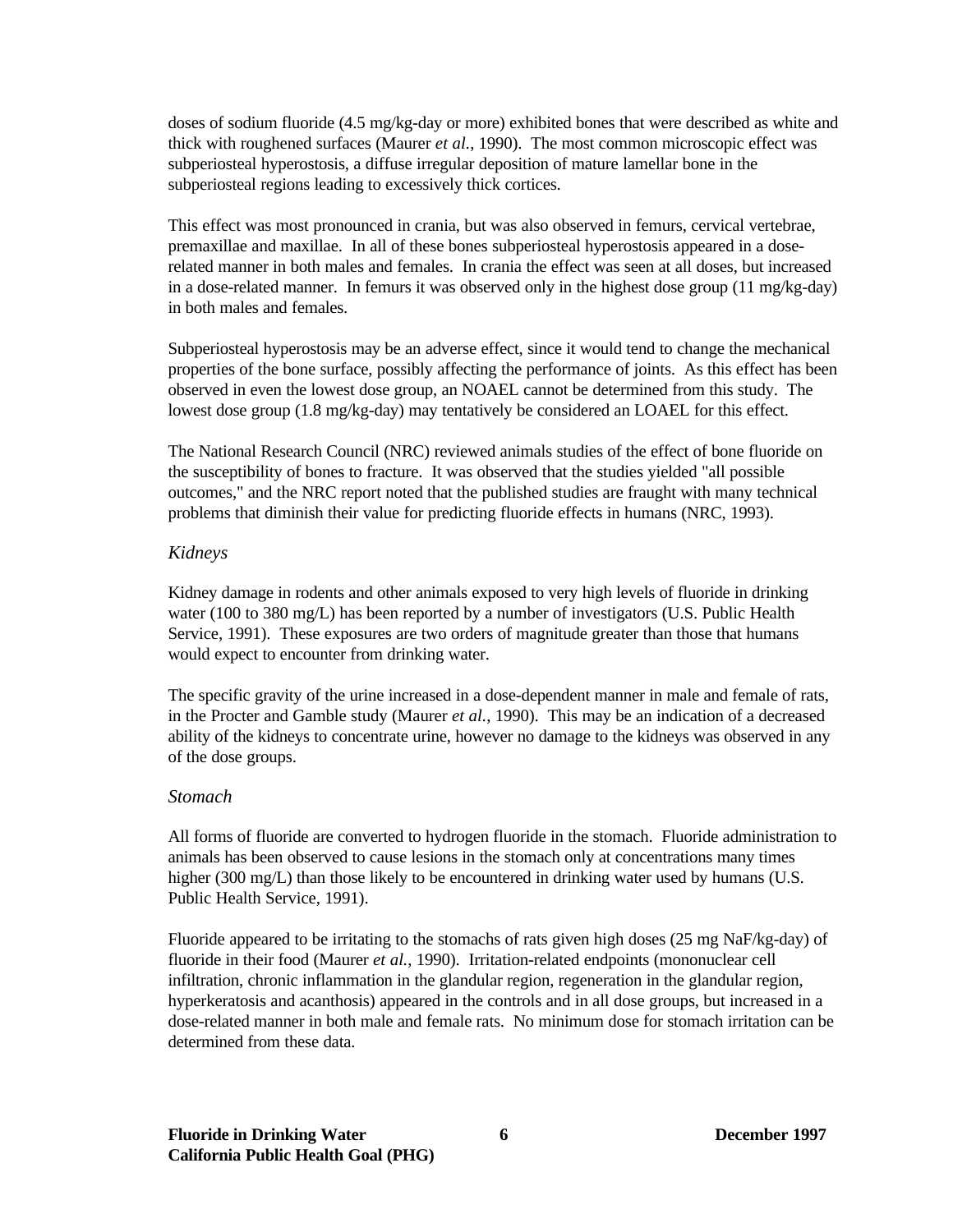doses of sodium fluoride (4.5 mg/kg-day or more) exhibited bones that were described as white and thick with roughened surfaces (Maurer *et al.*, 1990). The most common microscopic effect was subperiosteal hyperostosis, a diffuse irregular deposition of mature lamellar bone in the subperiosteal regions leading to excessively thick cortices.

This effect was most pronounced in crania, but was also observed in femurs, cervical vertebrae, premaxillae and maxillae. In all of these bones subperiosteal hyperostosis appeared in a dose-related manner in both males and females. In crania the effect was seen at all doses, but increased in a dose-related manner. In femurs it was observed only in the highest dose group (11 mg/kg-day) in both males and females.

Subperiosteal hyperostosis may be an adverse effect, since it would tend to change the mechanical properties of the bone surface, possibly affecting the performance of joints. As this effect has been observed in even the lowest dose group, an NOAEL cannot be determined from this study. The lowest dose group (1.8 mg/kg-day) may tentatively be considered an LOAEL for this effect.

The National Research Council (NRC) reviewed animals studies of the effect of bone fluoride on the susceptibility of bones to fracture. It was observed that the studies yielded "all possible outcomes," and the NRC report noted that the published studies are fraught with many technical problems that diminish their value for predicting fluoride effects in humans (NRC, 1993).

*Kidneys*

Kidney damage in rodents and other animals exposed to very high levels of fluoride in drinking water (100 to 380 mg/L) has been reported by a number of investigators (U.S. Public Health Service, 1991). These exposures are two orders of magnitude greater than those that humans would expect to encounter from drinking water.

The specific gravity of the urine increased in a dose-dependent manner in male and female of rats, in the Procter and Gamble study (Maurer *et al.*, 1990). This may be an indication of a decreased ability of the kidneys to concentrate urine, however no damage to the kidneys was observed in any of the dose groups.

*Stomach*

All forms of fluoride are converted to hydrogen fluoride in the stomach. Fluoride administration to animals has been observed to cause lesions in the stomach only at concentrations many times higher (300 mg/L) than those likely to be encountered in drinking water used by humans (U.S. Public Health Service, 1991).

Fluoride appeared to be irritating to the stomachs of rats given high doses (25 mg NaF/kg-day) of fluoride in their food (Maurer *et al.*, 1990). Irritation-related endpoints (mononuclear cell infiltration, chronic inflammation in the glandular region, regeneration in the glandular region, hyperkeratosis and acanthosis) appeared in the controls and in all dose groups, but increased in a dose-related manner in both male and female rats. No minimum dose for stomach irritation can be determined from these data.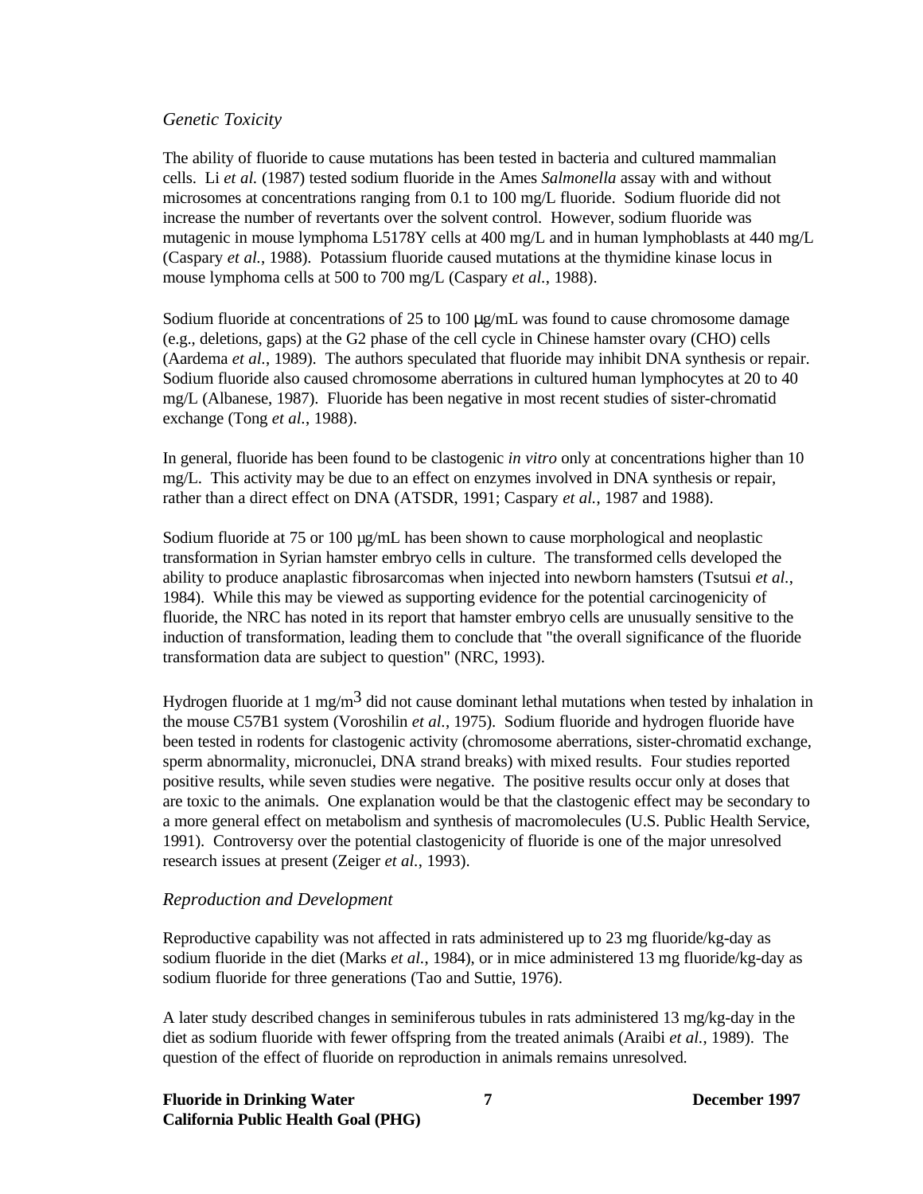### *Genetic Toxicity*

The ability of fluoride to cause mutations has been tested in bacteria and cultured mammalian cells. Li *et al.* (1987) tested sodium fluoride in the Ames *Salmonella* assay with and without microsomes at concentrations ranging from 0.1 to 100 mg/L fluoride. Sodium fluoride did not increase the number of revertants over the solvent control. However, sodium fluoride was mutagenic in mouse lymphoma L5178Y cells at 400 mg/L and in human lymphoblasts at 440 mg/L (Caspary *et al.*, 1988). Potassium fluoride caused mutations at the thymidine kinase locus in mouse lymphoma cells at 500 to 700 mg/L (Caspary *et al.*, 1988).

Sodium fluoride at concentrations of 25 to 100 µg/mL was found to cause chromosome damage (e.g., deletions, gaps) at the G2 phase of the cell cycle in Chinese hamster ovary (CHO) cells (Aardema *et al.*, 1989). The authors speculated that fluoride may inhibit DNA synthesis or repair. Sodium fluoride also caused chromosome aberrations in cultured human lymphocytes at 20 to 40 mg/L (Albanese, 1987). Fluoride has been negative in most recent studies of sister-chromatid exchange (Tong *et al.*, 1988).

In general, fluoride has been found to be clastogenic *in vitro* only at concentrations higher than 10 mg/L. This activity may be due to an effect on enzymes involved in DNA synthesis or repair, rather than a direct effect on DNA (ATSDR, 1991; Caspary *et al.*, 1987 and 1988).

Sodium fluoride at 75 or 100 µg/mL has been shown to cause morphological and neoplastic transformation in Syrian hamster embryo cells in culture. The transformed cells developed the ability to produce anaplastic fibrosarcomas when injected into newborn hamsters (Tsutsui *et al.*, 1984). While this may be viewed as supporting evidence for the potential carcinogenicity of fluoride, the NRC has noted in its report that hamster embryo cells are unusually sensitive to the induction of transformation, leading them to conclude that "the overall significance of the fluoride transformation data are subject to question" (NRC, 1993).

Hydrogen fluoride at 1 mg/$m^3$ did not cause dominant lethal mutations when tested by inhalation in the mouse C57B1 system (Voroshilin *et al.*, 1975). Sodium fluoride and hydrogen fluoride have been tested in rodents for clastogenic activity (chromosome aberrations, sister-chromatid exchange, sperm abnormality, micronuclei, DNA strand breaks) with mixed results. Four studies reported positive results, while seven studies were negative. The positive results occur only at doses that are toxic to the animals. One explanation would be that the clastogenic effect may be secondary to a more general effect on metabolism and synthesis of macromolecules (U.S. Public Health Service, 1991). Controversy over the potential clastogenicity of fluoride is one of the major unresolved research issues at present (Zeiger *et al.*, 1993).

### *Reproduction and Development*

Reproductive capability was not affected in rats administered up to 23 mg fluoride/kg-day as sodium fluoride in the diet (Marks *et al.*, 1984), or in mice administered 13 mg fluoride/kg-day as sodium fluoride for three generations (Tao and Suttie, 1976).

A later study described changes in seminiferous tubules in rats administered 13 mg/kg-day in the diet as sodium fluoride with fewer offspring from the treated animals (Araibi *et al.*, 1989). The question of the effect of fluoride on reproduction in animals remains unresolved.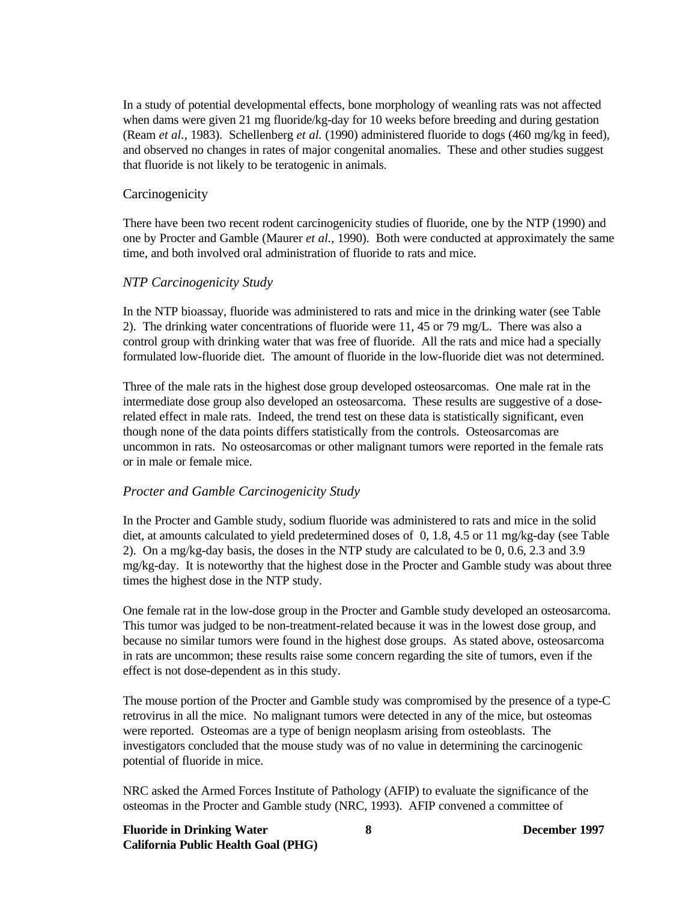In a study of potential developmental effects, bone morphology of weanling rats was not affected when dams were given 21 mg fluoride/kg-day for 10 weeks before breeding and during gestation (Ream *et al.*, 1983). Schellenberg *et al.* (1990) administered fluoride to dogs (460 mg/kg in feed), and observed no changes in rates of major congenital anomalies. These and other studies suggest that fluoride is not likely to be teratogenic in animals.

### Carcinogenicity

There have been two recent rodent carcinogenicity studies of fluoride, one by the NTP (1990) and one by Procter and Gamble (Maurer *et al.*, 1990). Both were conducted at approximately the same time, and both involved oral administration of fluoride to rats and mice.

#### *NTP Carcinogenicity Study*

In the NTP bioassay, fluoride was administered to rats and mice in the drinking water (see Table 2). The drinking water concentrations of fluoride were 11, 45 or 79 mg/L. There was also a control group with drinking water that was free of fluoride. All the rats and mice had a specially formulated low-fluoride diet. The amount of fluoride in the low-fluoride diet was not determined.

Three of the male rats in the highest dose group developed osteosarcomas. One male rat in the intermediate dose group also developed an osteosarcoma. These results are suggestive of a dose-related effect in male rats. Indeed, the trend test on these data is statistically significant, even though none of the data points differs statistically from the controls. Osteosarcomas are uncommon in rats. No osteosarcomas or other malignant tumors were reported in the female rats or in male or female mice.

#### *Procter and Gamble Carcinogenicity Study*

In the Procter and Gamble study, sodium fluoride was administered to rats and mice in the solid diet, at amounts calculated to yield predetermined doses of 0, 1.8, 4.5 or 11 mg/kg-day (see Table 2). On a mg/kg-day basis, the doses in the NTP study are calculated to be 0, 0.6, 2.3 and 3.9 mg/kg-day. It is noteworthy that the highest dose in the Procter and Gamble study was about three times the highest dose in the NTP study.

One female rat in the low-dose group in the Procter and Gamble study developed an osteosarcoma. This tumor was judged to be non-treatment-related because it was in the lowest dose group, and because no similar tumors were found in the highest dose groups. As stated above, osteosarcoma in rats are uncommon; these results raise some concern regarding the site of tumors, even if the effect is not dose-dependent as in this study.

The mouse portion of the Procter and Gamble study was compromised by the presence of a type-C retrovirus in all the mice. No malignant tumors were detected in any of the mice, but osteomas were reported. Osteomas are a type of benign neoplasm arising from osteoblasts. The investigators concluded that the mouse study was of no value in determining the carcinogenic potential of fluoride in mice.

NRC asked the Armed Forces Institute of Pathology (AFIP) to evaluate the significance of the osteomas in the Procter and Gamble study (NRC, 1993). AFIP convened a committee of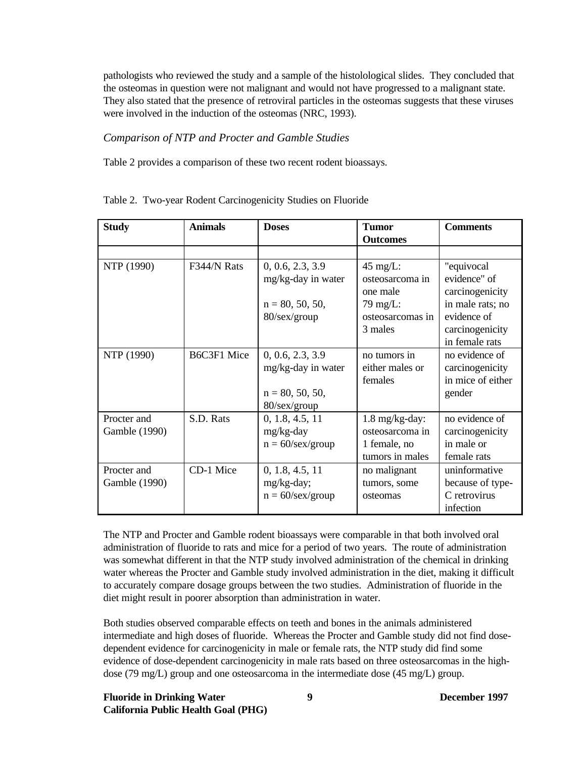pathologists who reviewed the study and a sample of the histolological slides. They concluded that the osteomas in question were not malignant and would not have progressed to a malignant state. They also stated that the presence of retroviral particles in the osteomas suggests that these viruses were involved in the induction of the osteomas (NRC, 1993).

*Comparison of NTP and Procter and Gamble Studies*

Table 2 provides a comparison of these two recent rodent bioassays.

Table 2. Two-year Rodent Carcinogenicity Studies on Fluoride

| **Study** | **Animals** | **Doses** | **Tumor Outcomes** | **Comments** |
|---|---|---|---|---|
| | | | | |
| NTP (1990) | F344/N Rats | 0, 0.6, 2.3, 3.9 mg/kg-day in water<br><br>n = 80, 50, 50, 80/sex/group | 45 mg/L: osteosarcoma in one male<br>79 mg/L: osteosarcomas in 3 males | "equivocal evidence" of carcinogenicity in male rats; no evidence of carcinogenicity in female rats |
| NTP (1990) | B6C3F1 Mice | 0, 0.6, 2.3, 3.9 mg/kg-day in water<br><br>n = 80, 50, 50, 80/sex/group | no tumors in either males or females | no evidence of carcinogenicity in mice of either gender |
| Procter and Gamble (1990) | S.D. Rats | 0, 1.8, 4.5, 11 mg/kg-day<br>n = 60/sex/group | 1.8 mg/kg-day: osteosarcoma in 1 female, no tumors in males | no evidence of carcinogenicity in male or female rats |
| Procter and Gamble (1990) | CD-1 Mice | 0, 1.8, 4.5, 11 mg/kg-day;<br>n = 60/sex/group | no malignant tumors, some osteomas | uninformative because of type-C retrovirus infection |

The NTP and Procter and Gamble rodent bioassays were comparable in that both involved oral administration of fluoride to rats and mice for a period of two years. The route of administration was somewhat different in that the NTP study involved administration of the chemical in drinking water whereas the Procter and Gamble study involved administration in the diet, making it difficult to accurately compare dosage groups between the two studies. Administration of fluoride in the diet might result in poorer absorption than administration in water.

Both studies observed comparable effects on teeth and bones in the animals administered intermediate and high doses of fluoride. Whereas the Procter and Gamble study did not find dose-dependent evidence for carcinogenicity in male or female rats, the NTP study did find some evidence of dose-dependent carcinogenicity in male rats based on three osteosarcomas in the high-dose (79 mg/L) group and one osteosarcoma in the intermediate dose (45 mg/L) group.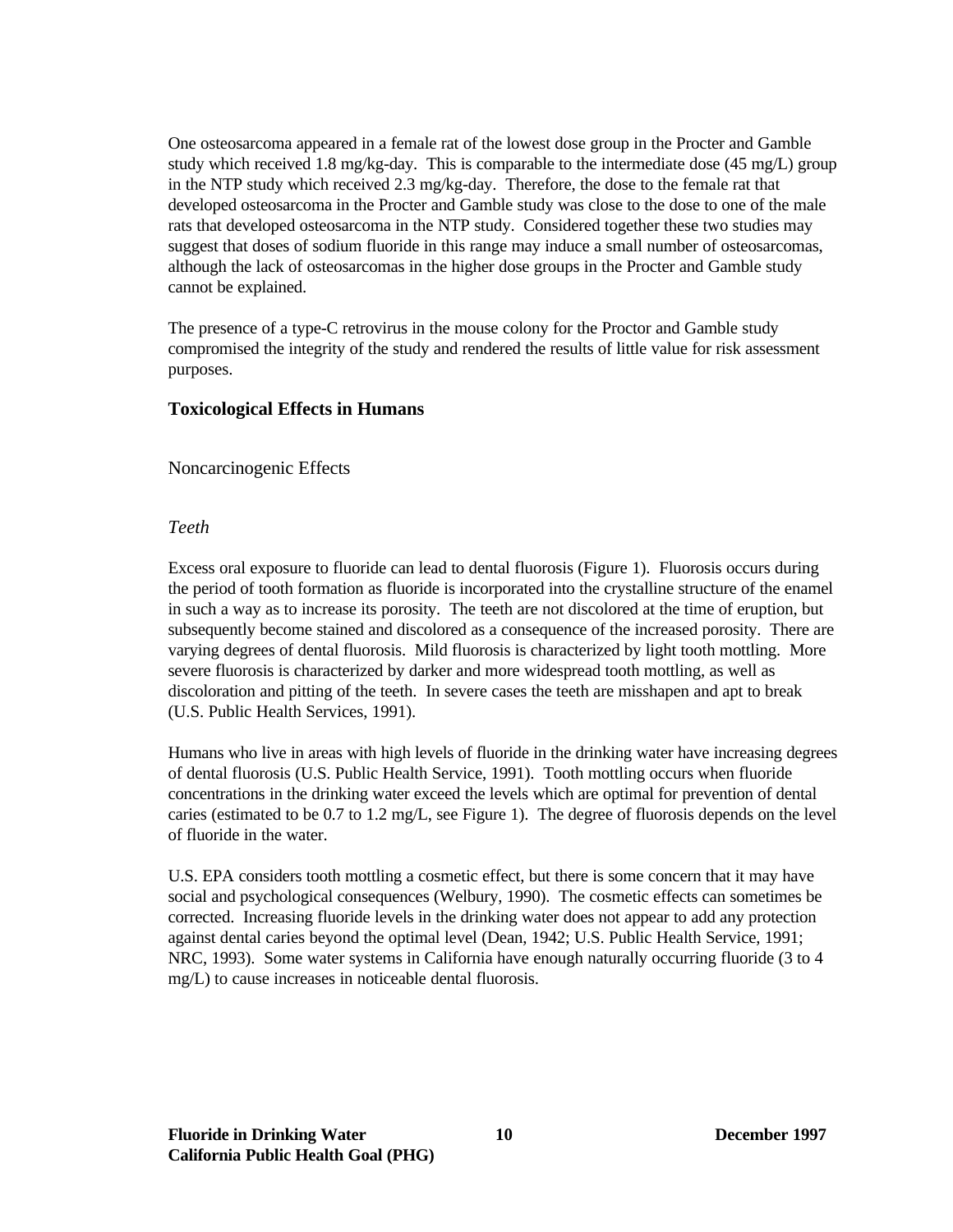One osteosarcoma appeared in a female rat of the lowest dose group in the Procter and Gamble study which received 1.8 mg/kg-day. This is comparable to the intermediate dose (45 mg/L) group in the NTP study which received 2.3 mg/kg-day. Therefore, the dose to the female rat that developed osteosarcoma in the Procter and Gamble study was close to the dose to one of the male rats that developed osteosarcoma in the NTP study. Considered together these two studies may suggest that doses of sodium fluoride in this range may induce a small number of osteosarcomas, although the lack of osteosarcomas in the higher dose groups in the Procter and Gamble study cannot be explained.

The presence of a type-C retrovirus in the mouse colony for the Proctor and Gamble study compromised the integrity of the study and rendered the results of little value for risk assessment purposes.

## Toxicological Effects in Humans

### Noncarcinogenic Effects

#### *Teeth*

Excess oral exposure to fluoride can lead to dental fluorosis (Figure 1). Fluorosis occurs during the period of tooth formation as fluoride is incorporated into the crystalline structure of the enamel in such a way as to increase its porosity. The teeth are not discolored at the time of eruption, but subsequently become stained and discolored as a consequence of the increased porosity. There are varying degrees of dental fluorosis. Mild fluorosis is characterized by light tooth mottling. More severe fluorosis is characterized by darker and more widespread tooth mottling, as well as discoloration and pitting of the teeth. In severe cases the teeth are misshapen and apt to break (U.S. Public Health Services, 1991).

Humans who live in areas with high levels of fluoride in the drinking water have increasing degrees of dental fluorosis (U.S. Public Health Service, 1991). Tooth mottling occurs when fluoride concentrations in the drinking water exceed the levels which are optimal for prevention of dental caries (estimated to be 0.7 to 1.2 mg/L, see Figure 1). The degree of fluorosis depends on the level of fluoride in the water.

U.S. EPA considers tooth mottling a cosmetic effect, but there is some concern that it may have social and psychological consequences (Welbury, 1990). The cosmetic effects can sometimes be corrected. Increasing fluoride levels in the drinking water does not appear to add any protection against dental caries beyond the optimal level (Dean, 1942; U.S. Public Health Service, 1991; NRC, 1993). Some water systems in California have enough naturally occurring fluoride (3 to 4 mg/L) to cause increases in noticeable dental fluorosis.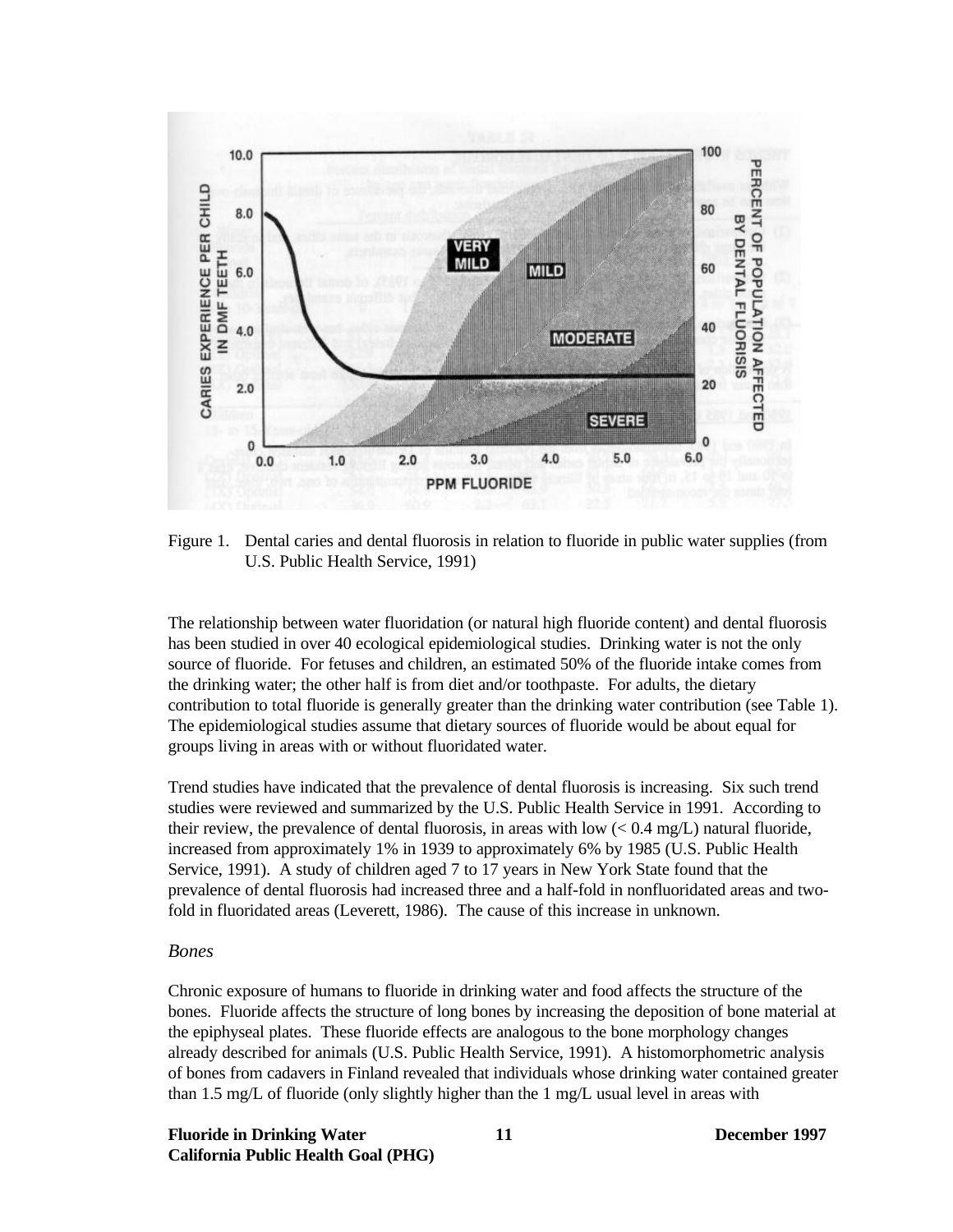Figure 1. Dental caries and dental fluorosis in relation to fluoride in public water supplies (from U.S. Public Health Service, 1991)

The relationship between water fluoridation (or natural high fluoride content) and dental fluorosis has been studied in over 40 ecological epidemiological studies. Drinking water is not the only source of fluoride. For fetuses and children, an estimated 50% of the fluoride intake comes from the drinking water; the other half is from diet and/or toothpaste. For adults, the dietary contribution to total fluoride is generally greater than the drinking water contribution (see Table 1). The epidemiological studies assume that dietary sources of fluoride would be about equal for groups living in areas with or without fluoridated water.

Trend studies have indicated that the prevalence of dental fluorosis is increasing. Six such trend studies were reviewed and summarized by the U.S. Public Health Service in 1991. According to their review, the prevalence of dental fluorosis, in areas with low (< 0.4 mg/L) natural fluoride, increased from approximately 1% in 1939 to approximately 6% by 1985 (U.S. Public Health Service, 1991). A study of children aged 7 to 17 years in New York State found that the prevalence of dental fluorosis had increased three and a half-fold in nonfluoridated areas and two-fold in fluoridated areas (Leverett, 1986). The cause of this increase in unknown.

### *Bones*

Chronic exposure of humans to fluoride in drinking water and food affects the structure of the bones. Fluoride affects the structure of long bones by increasing the deposition of bone material at the epiphyseal plates. These fluoride effects are analogous to the bone morphology changes already described for animals (U.S. Public Health Service, 1991). A histomorphometric analysis of bones from cadavers in Finland revealed that individuals whose drinking water contained greater than 1.5 mg/L of fluoride (only slightly higher than the 1 mg/L usual level in areas with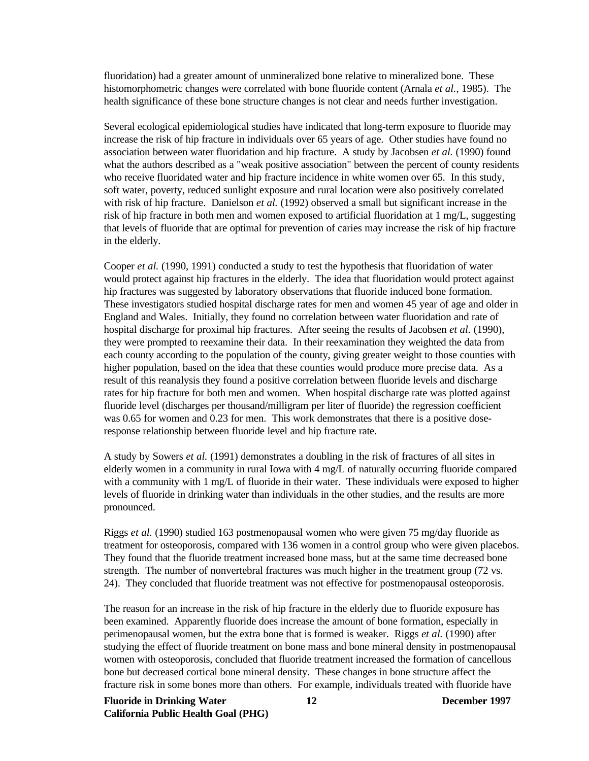fluoridation) had a greater amount of unmineralized bone relative to mineralized bone. These histomorphometric changes were correlated with bone fluoride content (Arnala *et al.*, 1985). The health significance of these bone structure changes is not clear and needs further investigation.

Several ecological epidemiological studies have indicated that long-term exposure to fluoride may increase the risk of hip fracture in individuals over 65 years of age. Other studies have found no association between water fluoridation and hip fracture. A study by Jacobsen *et al.* (1990) found what the authors described as a "weak positive association" between the percent of county residents who receive fluoridated water and hip fracture incidence in white women over 65. In this study, soft water, poverty, reduced sunlight exposure and rural location were also positively correlated with risk of hip fracture. Danielson *et al.* (1992) observed a small but significant increase in the risk of hip fracture in both men and women exposed to artificial fluoridation at 1 mg/L, suggesting that levels of fluoride that are optimal for prevention of caries may increase the risk of hip fracture in the elderly.

Cooper *et al.* (1990, 1991) conducted a study to test the hypothesis that fluoridation of water would protect against hip fractures in the elderly. The idea that fluoridation would protect against hip fractures was suggested by laboratory observations that fluoride induced bone formation. These investigators studied hospital discharge rates for men and women 45 year of age and older in England and Wales. Initially, they found no correlation between water fluoridation and rate of hospital discharge for proximal hip fractures. After seeing the results of Jacobsen *et al.* (1990), they were prompted to reexamine their data. In their reexamination they weighted the data from each county according to the population of the county, giving greater weight to those counties with higher population, based on the idea that these counties would produce more precise data. As a result of this reanalysis they found a positive correlation between fluoride levels and discharge rates for hip fracture for both men and women. When hospital discharge rate was plotted against fluoride level (discharges per thousand/milligram per liter of fluoride) the regression coefficient was 0.65 for women and 0.23 for men. This work demonstrates that there is a positive dose-response relationship between fluoride level and hip fracture rate.

A study by Sowers *et al.* (1991) demonstrates a doubling in the risk of fractures of all sites in elderly women in a community in rural Iowa with 4 mg/L of naturally occurring fluoride compared with a community with 1 mg/L of fluoride in their water. These individuals were exposed to higher levels of fluoride in drinking water than individuals in the other studies, and the results are more pronounced.

Riggs *et al.* (1990) studied 163 postmenopausal women who were given 75 mg/day fluoride as treatment for osteoporosis, compared with 136 women in a control group who were given placebos. They found that the fluoride treatment increased bone mass, but at the same time decreased bone strength. The number of nonvertebral fractures was much higher in the treatment group (72 vs. 24). They concluded that fluoride treatment was not effective for postmenopausal osteoporosis.

The reason for an increase in the risk of hip fracture in the elderly due to fluoride exposure has been examined. Apparently fluoride does increase the amount of bone formation, especially in perimenopausal women, but the extra bone that is formed is weaker. Riggs *et al.* (1990) after studying the effect of fluoride treatment on bone mass and bone mineral density in postmenopausal women with osteoporosis, concluded that fluoride treatment increased the formation of cancellous bone but decreased cortical bone mineral density. These changes in bone structure affect the fracture risk in some bones more than others. For example, individuals treated with fluoride have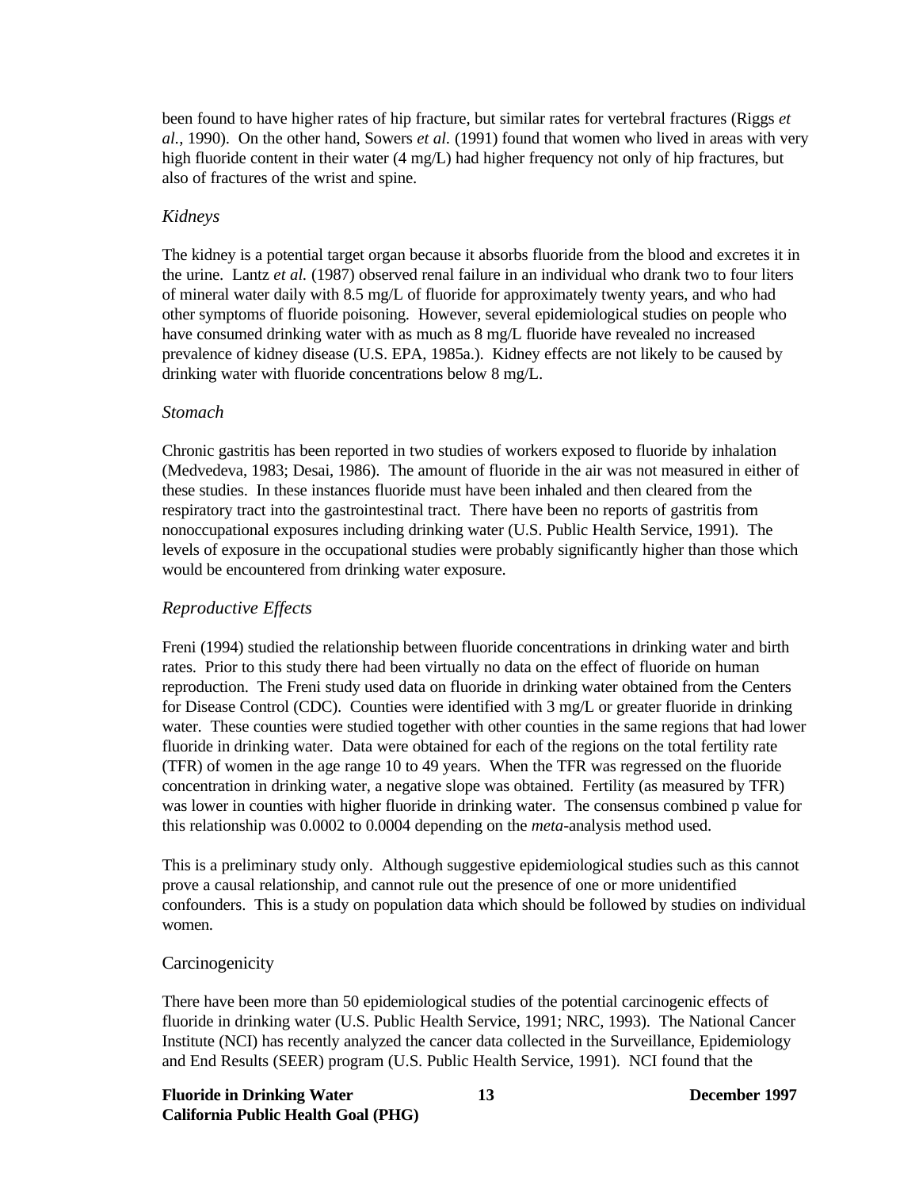been found to have higher rates of hip fracture, but similar rates for vertebral fractures (Riggs *et al.*, 1990). On the other hand, Sowers *et al.* (1991) found that women who lived in areas with very high fluoride content in their water (4 mg/L) had higher frequency not only of hip fractures, but also of fractures of the wrist and spine.

### *Kidneys*

The kidney is a potential target organ because it absorbs fluoride from the blood and excretes it in the urine. Lantz *et al.* (1987) observed renal failure in an individual who drank two to four liters of mineral water daily with 8.5 mg/L of fluoride for approximately twenty years, and who had other symptoms of fluoride poisoning. However, several epidemiological studies on people who have consumed drinking water with as much as 8 mg/L fluoride have revealed no increased prevalence of kidney disease (U.S. EPA, 1985a.). Kidney effects are not likely to be caused by drinking water with fluoride concentrations below 8 mg/L.

### *Stomach*

Chronic gastritis has been reported in two studies of workers exposed to fluoride by inhalation (Medvedeva, 1983; Desai, 1986). The amount of fluoride in the air was not measured in either of these studies. In these instances fluoride must have been inhaled and then cleared from the respiratory tract into the gastrointestinal tract. There have been no reports of gastritis from nonoccupational exposures including drinking water (U.S. Public Health Service, 1991). The levels of exposure in the occupational studies were probably significantly higher than those which would be encountered from drinking water exposure.

## *Reproductive Effects*

Freni (1994) studied the relationship between fluoride concentrations in drinking water and birth rates. Prior to this study there had been virtually no data on the effect of fluoride on human reproduction. The Freni study used data on fluoride in drinking water obtained from the Centers for Disease Control (CDC). Counties were identified with 3 mg/L or greater fluoride in drinking water. These counties were studied together with other counties in the same regions that had lower fluoride in drinking water. Data were obtained for each of the regions on the total fertility rate (TFR) of women in the age range 10 to 49 years. When the TFR was regressed on the fluoride concentration in drinking water, a negative slope was obtained. Fertility (as measured by TFR) was lower in counties with higher fluoride in drinking water. The consensus combined p value for this relationship was 0.0002 to 0.0004 depending on the *meta*-analysis method used.

This is a preliminary study only. Although suggestive epidemiological studies such as this cannot prove a causal relationship, and cannot rule out the presence of one or more unidentified confounders. This is a study on population data which should be followed by studies on individual women.

## Carcinogenicity

There have been more than 50 epidemiological studies of the potential carcinogenic effects of fluoride in drinking water (U.S. Public Health Service, 1991; NRC, 1993). The National Cancer Institute (NCI) has recently analyzed the cancer data collected in the Surveillance, Epidemiology and End Results (SEER) program (U.S. Public Health Service, 1991). NCI found that the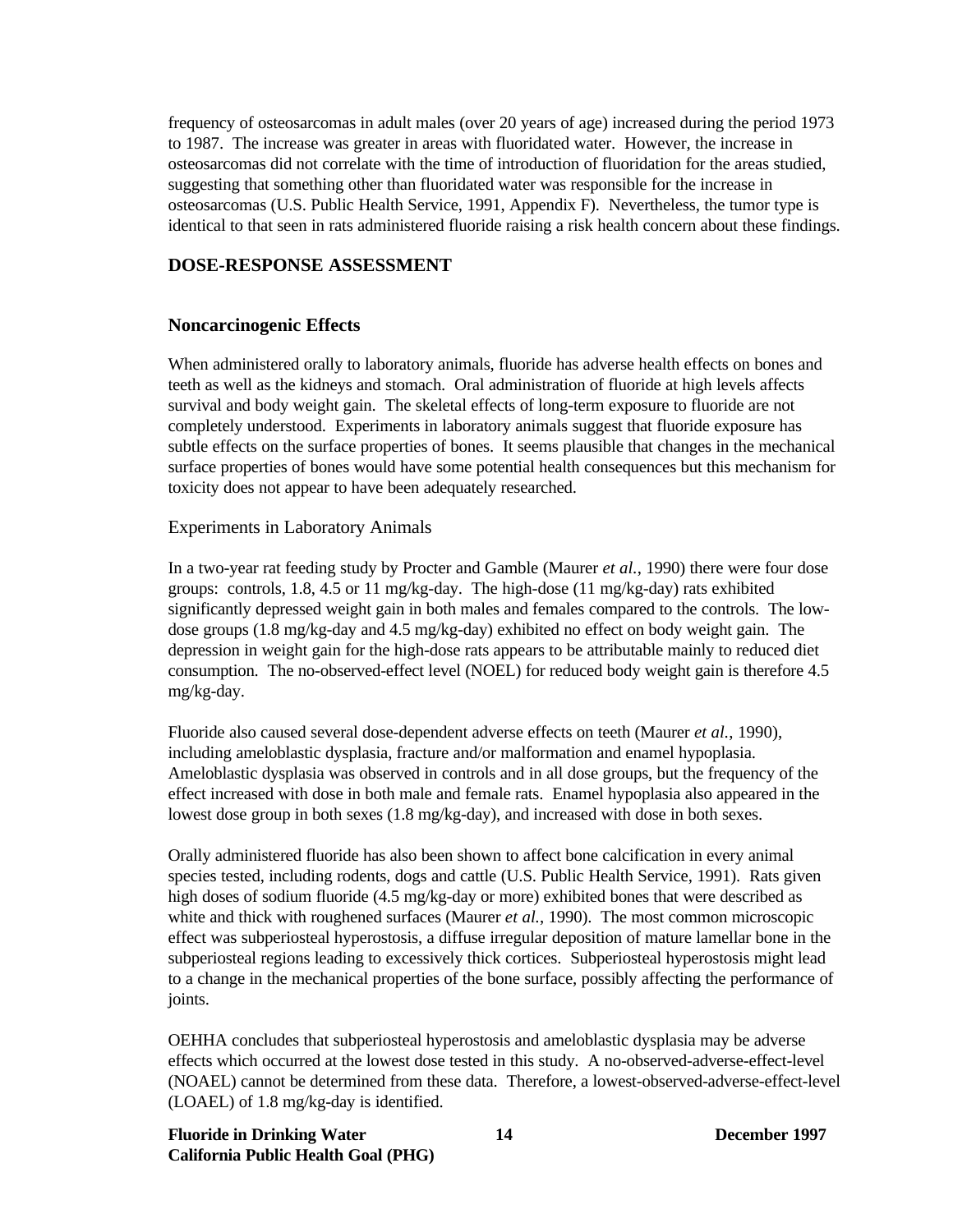frequency of osteosarcomas in adult males (over 20 years of age) increased during the period 1973 to 1987. The increase was greater in areas with fluoridated water. However, the increase in osteosarcomas did not correlate with the time of introduction of fluoridation for the areas studied, suggesting that something other than fluoridated water was responsible for the increase in osteosarcomas (U.S. Public Health Service, 1991, Appendix F). Nevertheless, the tumor type is identical to that seen in rats administered fluoride raising a risk health concern about these findings.

## DOSE-RESPONSE ASSESSMENT

### Noncarcinogenic Effects

When administered orally to laboratory animals, fluoride has adverse health effects on bones and teeth as well as the kidneys and stomach. Oral administration of fluoride at high levels affects survival and body weight gain. The skeletal effects of long-term exposure to fluoride are not completely understood. Experiments in laboratory animals suggest that fluoride exposure has subtle effects on the surface properties of bones. It seems plausible that changes in the mechanical surface properties of bones would have some potential health consequences but this mechanism for toxicity does not appear to have been adequately researched.

#### Experiments in Laboratory Animals

In a two-year rat feeding study by Procter and Gamble (Maurer *et al.*, 1990) there were four dose groups: controls, 1.8, 4.5 or 11 mg/kg-day. The high-dose (11 mg/kg-day) rats exhibited significantly depressed weight gain in both males and females compared to the controls. The low-dose groups (1.8 mg/kg-day and 4.5 mg/kg-day) exhibited no effect on body weight gain. The depression in weight gain for the high-dose rats appears to be attributable mainly to reduced diet consumption. The no-observed-effect level (NOEL) for reduced body weight gain is therefore 4.5 mg/kg-day.

Fluoride also caused several dose-dependent adverse effects on teeth (Maurer *et al.*, 1990), including ameloblastic dysplasia, fracture and/or malformation and enamel hypoplasia. Ameloblastic dysplasia was observed in controls and in all dose groups, but the frequency of the effect increased with dose in both male and female rats. Enamel hypoplasia also appeared in the lowest dose group in both sexes (1.8 mg/kg-day), and increased with dose in both sexes.

Orally administered fluoride has also been shown to affect bone calcification in every animal species tested, including rodents, dogs and cattle (U.S. Public Health Service, 1991). Rats given high doses of sodium fluoride (4.5 mg/kg-day or more) exhibited bones that were described as white and thick with roughened surfaces (Maurer *et al.*, 1990). The most common microscopic effect was subperiosteal hyperostosis, a diffuse irregular deposition of mature lamellar bone in the subperiosteal regions leading to excessively thick cortices. Subperiosteal hyperostosis might lead to a change in the mechanical properties of the bone surface, possibly affecting the performance of joints.

OEHHA concludes that subperiosteal hyperostosis and ameloblastic dysplasia may be adverse effects which occurred at the lowest dose tested in this study. A no-observed-adverse-effect-level (NOAEL) cannot be determined from these data. Therefore, a lowest-observed-adverse-effect-level (LOAEL) of 1.8 mg/kg-day is identified.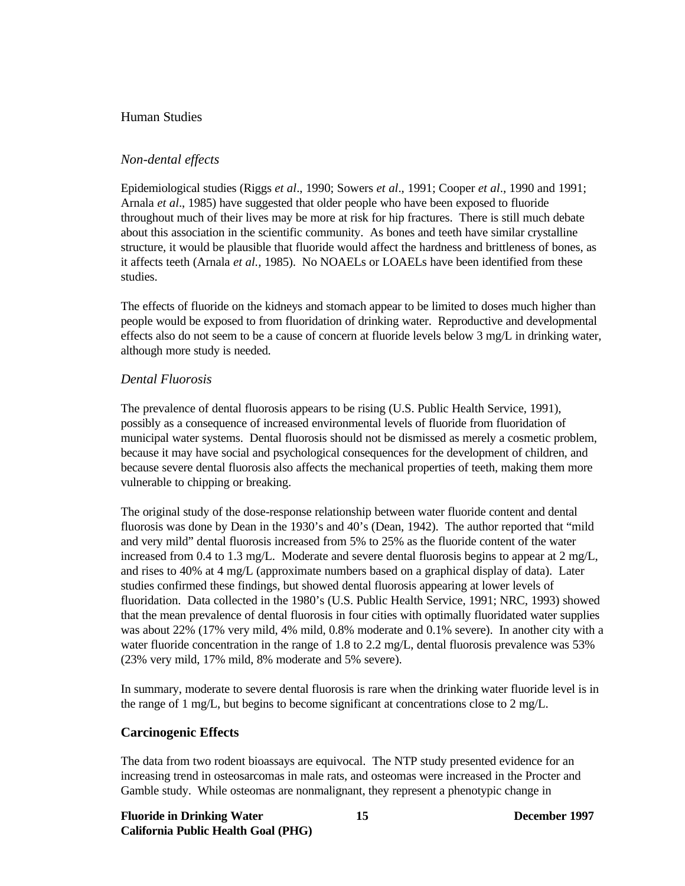### Human Studies

#### *Non-dental effects*

Epidemiological studies (Riggs *et al*., 1990; Sowers *et al*., 1991; Cooper *et al*., 1990 and 1991; Arnala *et al*., 1985) have suggested that older people who have been exposed to fluoride throughout much of their lives may be more at risk for hip fractures. There is still much debate about this association in the scientific community. As bones and teeth have similar crystalline structure, it would be plausible that fluoride would affect the hardness and brittleness of bones, as it affects teeth (Arnala *et al.,* 1985). No NOAELs or LOAELs have been identified from these studies.

The effects of fluoride on the kidneys and stomach appear to be limited to doses much higher than people would be exposed to from fluoridation of drinking water. Reproductive and developmental effects also do not seem to be a cause of concern at fluoride levels below 3 mg/L in drinking water, although more study is needed.

#### *Dental Fluorosis*

The prevalence of dental fluorosis appears to be rising (U.S. Public Health Service, 1991), possibly as a consequence of increased environmental levels of fluoride from fluoridation of municipal water systems. Dental fluorosis should not be dismissed as merely a cosmetic problem, because it may have social and psychological consequences for the development of children, and because severe dental fluorosis also affects the mechanical properties of teeth, making them more vulnerable to chipping or breaking.

The original study of the dose-response relationship between water fluoride content and dental fluorosis was done by Dean in the 1930's and 40's (Dean, 1942). The author reported that "mild and very mild" dental fluorosis increased from 5% to 25% as the fluoride content of the water increased from 0.4 to 1.3 mg/L. Moderate and severe dental fluorosis begins to appear at 2 mg/L, and rises to 40% at 4 mg/L (approximate numbers based on a graphical display of data). Later studies confirmed these findings, but showed dental fluorosis appearing at lower levels of fluoridation. Data collected in the 1980's (U.S. Public Health Service, 1991; NRC, 1993) showed that the mean prevalence of dental fluorosis in four cities with optimally fluoridated water supplies was about 22% (17% very mild, 4% mild, 0.8% moderate and 0.1% severe). In another city with a water fluoride concentration in the range of 1.8 to 2.2 mg/L, dental fluorosis prevalence was 53% (23% very mild, 17% mild, 8% moderate and 5% severe).

In summary, moderate to severe dental fluorosis is rare when the drinking water fluoride level is in the range of 1 mg/L, but begins to become significant at concentrations close to 2 mg/L.

### Carcinogenic Effects

The data from two rodent bioassays are equivocal. The NTP study presented evidence for an increasing trend in osteosarcomas in male rats, and osteomas were increased in the Procter and Gamble study. While osteomas are nonmalignant, they represent a phenotypic change in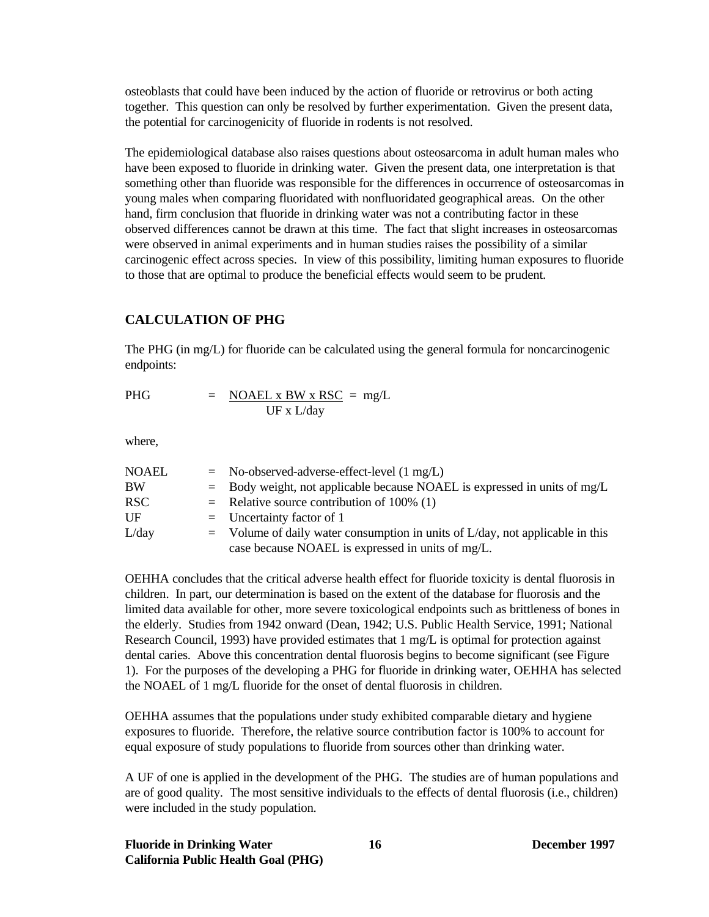osteoblasts that could have been induced by the action of fluoride or retrovirus or both acting together. This question can only be resolved by further experimentation. Given the present data, the potential for carcinogenicity of fluoride in rodents is not resolved.

The epidemiological database also raises questions about osteosarcoma in adult human males who have been exposed to fluoride in drinking water. Given the present data, one interpretation is that something other than fluoride was responsible for the differences in occurrence of osteosarcomas in young males when comparing fluoridated with nonfluoridated geographical areas. On the other hand, firm conclusion that fluoride in drinking water was not a contributing factor in these observed differences cannot be drawn at this time. The fact that slight increases in osteosarcomas were observed in animal experiments and in human studies raises the possibility of a similar carcinogenic effect across species. In view of this possibility, limiting human exposures to fluoride to those that are optimal to produce the beneficial effects would seem to be prudent.

## CALCULATION OF PHG

The PHG (in mg/L) for fluoride can be calculated using the general formula for noncarcinogenic endpoints:

$$PHG = \frac{NOAEL \times BW \times RSC}{UF \times L/day} = mg/L$$

where,

| | | |
|---|---|---|
| NOAEL | = | No-observed-adverse-effect-level (1 mg/L) |
| BW | = | Body weight, not applicable because NOAEL is expressed in units of mg/L |
| RSC | = | Relative source contribution of 100% (1) |
| UF | = | Uncertainty factor of 1 |
| L/day | = | Volume of daily water consumption in units of L/day, not applicable in this case because NOAEL is expressed in units of mg/L. |

OEHHA concludes that the critical adverse health effect for fluoride toxicity is dental fluorosis in children. In part, our determination is based on the extent of the database for fluorosis and the limited data available for other, more severe toxicological endpoints such as brittleness of bones in the elderly. Studies from 1942 onward (Dean, 1942; U.S. Public Health Service, 1991; National Research Council, 1993) have provided estimates that 1 mg/L is optimal for protection against dental caries. Above this concentration dental fluorosis begins to become significant (see Figure 1). For the purposes of the developing a PHG for fluoride in drinking water, OEHHA has selected the NOAEL of 1 mg/L fluoride for the onset of dental fluorosis in children.

OEHHA assumes that the populations under study exhibited comparable dietary and hygiene exposures to fluoride. Therefore, the relative source contribution factor is 100% to account for equal exposure of study populations to fluoride from sources other than drinking water.

A UF of one is applied in the development of the PHG. The studies are of human populations and are of good quality. The most sensitive individuals to the effects of dental fluorosis (i.e., children) were included in the study population.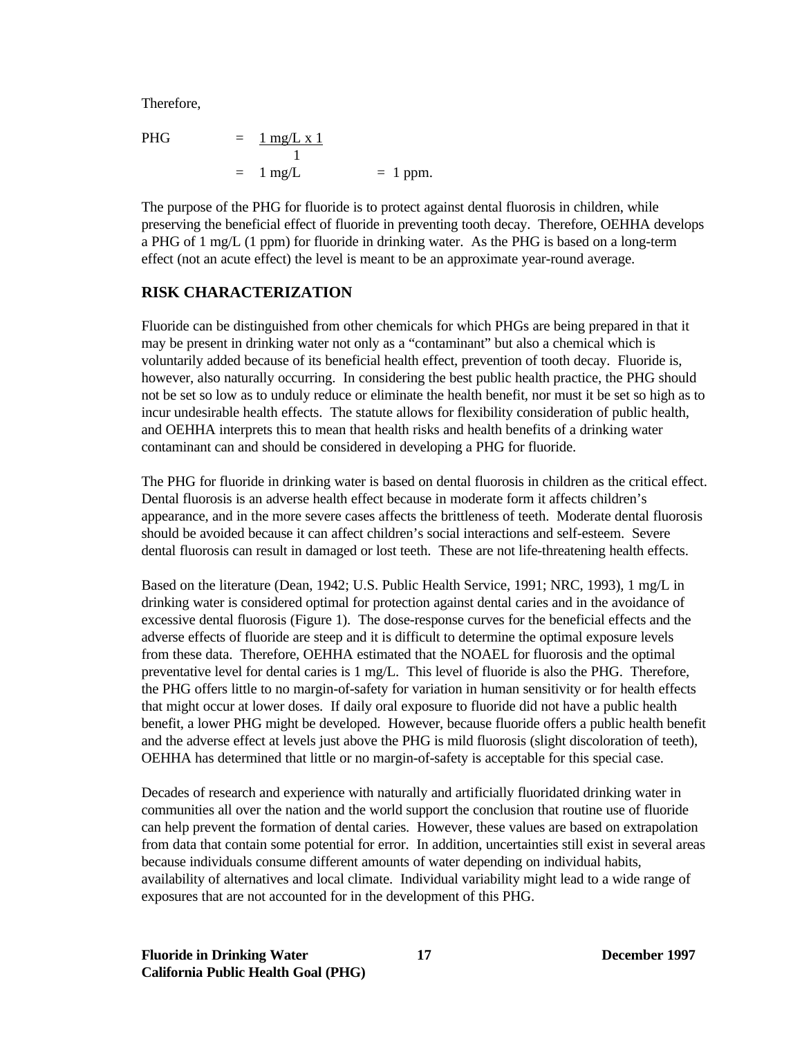Therefore,

$$\text{PHG} = \frac{1 \text{ mg/L} \times 1}{1} = 1 \text{ mg/L} = 1 \text{ ppm.}$$

The purpose of the PHG for fluoride is to protect against dental fluorosis in children, while preserving the beneficial effect of fluoride in preventing tooth decay. Therefore, OEHHA develops a PHG of 1 mg/L (1 ppm) for fluoride in drinking water. As the PHG is based on a long-term effect (not an acute effect) the level is meant to be an approximate year-round average.

## RISK CHARACTERIZATION

Fluoride can be distinguished from other chemicals for which PHGs are being prepared in that it may be present in drinking water not only as a "contaminant" but also a chemical which is voluntarily added because of its beneficial health effect, prevention of tooth decay. Fluoride is, however, also naturally occurring. In considering the best public health practice, the PHG should not be set so low as to unduly reduce or eliminate the health benefit, nor must it be set so high as to incur undesirable health effects. The statute allows for flexibility consideration of public health, and OEHHA interprets this to mean that health risks and health benefits of a drinking water contaminant can and should be considered in developing a PHG for fluoride.

The PHG for fluoride in drinking water is based on dental fluorosis in children as the critical effect. Dental fluorosis is an adverse health effect because in moderate form it affects children's appearance, and in the more severe cases affects the brittleness of teeth. Moderate dental fluorosis should be avoided because it can affect children's social interactions and self-esteem. Severe dental fluorosis can result in damaged or lost teeth. These are not life-threatening health effects.

Based on the literature (Dean, 1942; U.S. Public Health Service, 1991; NRC, 1993), 1 mg/L in drinking water is considered optimal for protection against dental caries and in the avoidance of excessive dental fluorosis (Figure 1). The dose-response curves for the beneficial effects and the adverse effects of fluoride are steep and it is difficult to determine the optimal exposure levels from these data. Therefore, OEHHA estimated that the NOAEL for fluorosis and the optimal preventative level for dental caries is 1 mg/L. This level of fluoride is also the PHG. Therefore, the PHG offers little to no margin-of-safety for variation in human sensitivity or for health effects that might occur at lower doses. If daily oral exposure to fluoride did not have a public health benefit, a lower PHG might be developed. However, because fluoride offers a public health benefit and the adverse effect at levels just above the PHG is mild fluorosis (slight discoloration of teeth), OEHHA has determined that little or no margin-of-safety is acceptable for this special case.

Decades of research and experience with naturally and artificially fluoridated drinking water in communities all over the nation and the world support the conclusion that routine use of fluoride can help prevent the formation of dental caries. However, these values are based on extrapolation from data that contain some potential for error. In addition, uncertainties still exist in several areas because individuals consume different amounts of water depending on individual habits, availability of alternatives and local climate. Individual variability might lead to a wide range of exposures that are not accounted for in the development of this PHG.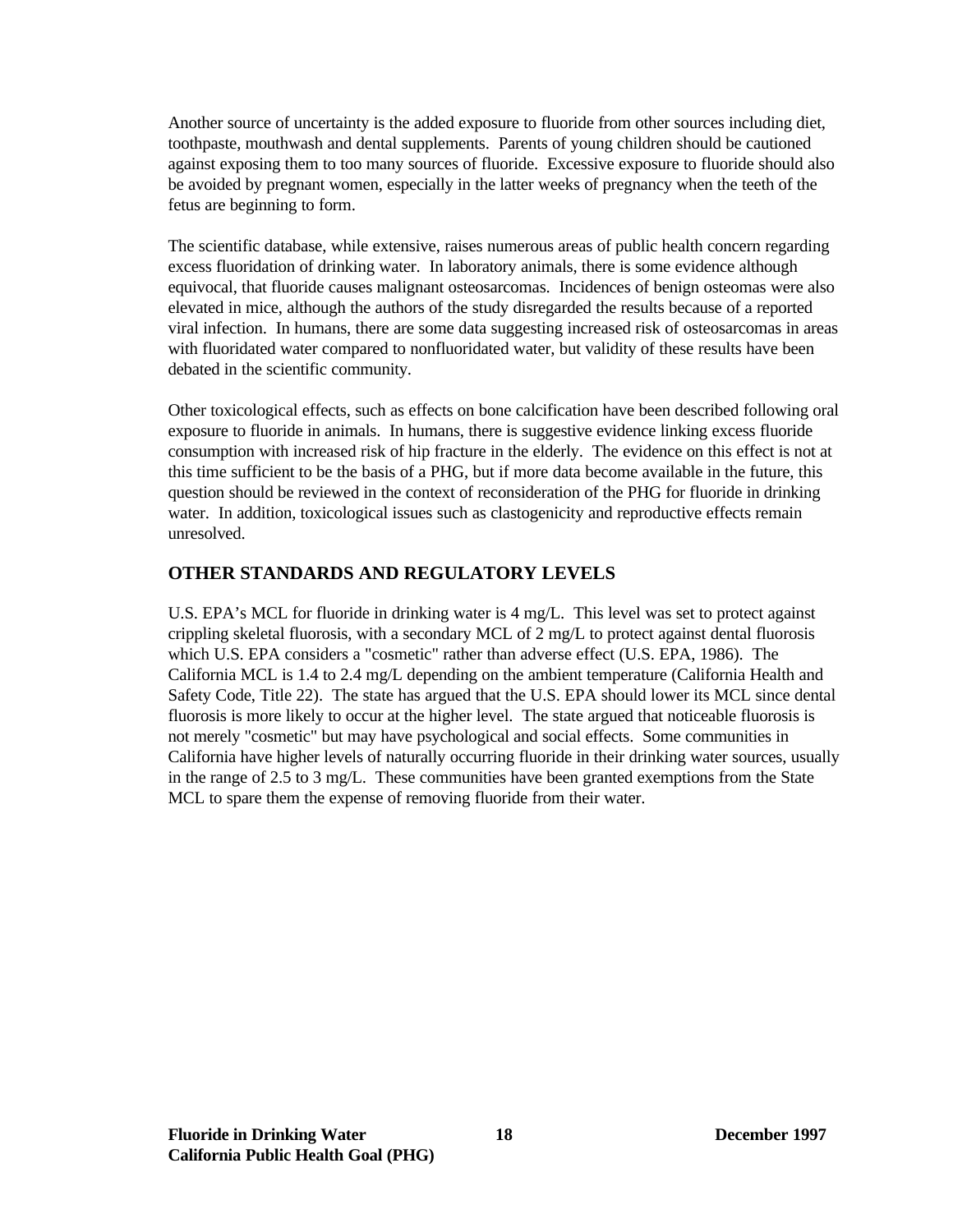Another source of uncertainty is the added exposure to fluoride from other sources including diet, toothpaste, mouthwash and dental supplements. Parents of young children should be cautioned against exposing them to too many sources of fluoride. Excessive exposure to fluoride should also be avoided by pregnant women, especially in the latter weeks of pregnancy when the teeth of the fetus are beginning to form.

The scientific database, while extensive, raises numerous areas of public health concern regarding excess fluoridation of drinking water. In laboratory animals, there is some evidence although equivocal, that fluoride causes malignant osteosarcomas. Incidences of benign osteomas were also elevated in mice, although the authors of the study disregarded the results because of a reported viral infection. In humans, there are some data suggesting increased risk of osteosarcomas in areas with fluoridated water compared to nonfluoridated water, but validity of these results have been debated in the scientific community.

Other toxicological effects, such as effects on bone calcification have been described following oral exposure to fluoride in animals. In humans, there is suggestive evidence linking excess fluoride consumption with increased risk of hip fracture in the elderly. The evidence on this effect is not at this time sufficient to be the basis of a PHG, but if more data become available in the future, this question should be reviewed in the context of reconsideration of the PHG for fluoride in drinking water. In addition, toxicological issues such as clastogenicity and reproductive effects remain unresolved.

## OTHER STANDARDS AND REGULATORY LEVELS

U.S. EPA's MCL for fluoride in drinking water is 4 mg/L. This level was set to protect against crippling skeletal fluorosis, with a secondary MCL of 2 mg/L to protect against dental fluorosis which U.S. EPA considers a "cosmetic" rather than adverse effect (U.S. EPA, 1986). The California MCL is 1.4 to 2.4 mg/L depending on the ambient temperature (California Health and Safety Code, Title 22). The state has argued that the U.S. EPA should lower its MCL since dental fluorosis is more likely to occur at the higher level. The state argued that noticeable fluorosis is not merely "cosmetic" but may have psychological and social effects. Some communities in California have higher levels of naturally occurring fluoride in their drinking water sources, usually in the range of 2.5 to 3 mg/L. These communities have been granted exemptions from the State MCL to spare them the expense of removing fluoride from their water.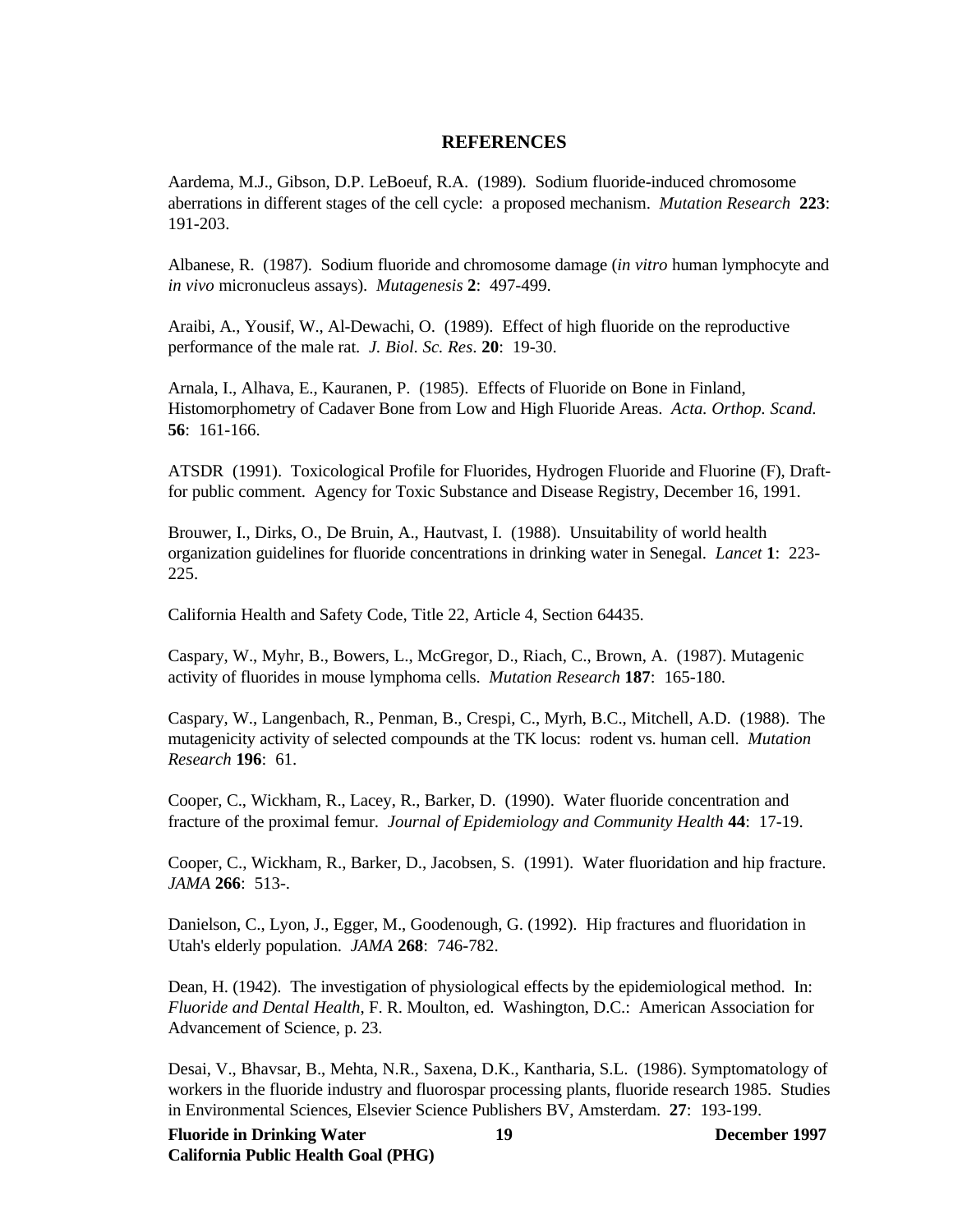## REFERENCES

Aardema, M.J., Gibson, D.P. LeBoeuf, R.A. (1989). Sodium fluoride-induced chromosome aberrations in different stages of the cell cycle: a proposed mechanism. *Mutation Research* **223**: 191-203.

Albanese, R. (1987). Sodium fluoride and chromosome damage (*in vitro* human lymphocyte and *in vivo* micronucleus assays). *Mutagenesis* **2**: 497-499.

Araibi, A., Yousif, W., Al-Dewachi, O. (1989). Effect of high fluoride on the reproductive performance of the male rat. *J. Biol. Sc. Res*. **20**: 19-30.

Arnala, I., Alhava, E., Kauranen, P. (1985). Effects of Fluoride on Bone in Finland, Histomorphometry of Cadaver Bone from Low and High Fluoride Areas. *Acta. Orthop. Scand.* **56**: 161-166.

ATSDR (1991). Toxicological Profile for Fluorides, Hydrogen Fluoride and Fluorine (F), Draft-for public comment. Agency for Toxic Substance and Disease Registry, December 16, 1991.

Brouwer, I., Dirks, O., De Bruin, A., Hautvast, I. (1988). Unsuitability of world health organization guidelines for fluoride concentrations in drinking water in Senegal. *Lancet* **1**: 223-225.

California Health and Safety Code, Title 22, Article 4, Section 64435.

Caspary, W., Myhr, B., Bowers, L., McGregor, D., Riach, C., Brown, A. (1987). Mutagenic activity of fluorides in mouse lymphoma cells. *Mutation Research* **187**: 165-180.

Caspary, W., Langenbach, R., Penman, B., Crespi, C., Myrh, B.C., Mitchell, A.D. (1988). The mutagenicity activity of selected compounds at the TK locus: rodent vs. human cell. *Mutation Research* **196**: 61.

Cooper, C., Wickham, R., Lacey, R., Barker, D. (1990). Water fluoride concentration and fracture of the proximal femur. *Journal of Epidemiology and Community Health* **44**: 17-19.

Cooper, C., Wickham, R., Barker, D., Jacobsen, S. (1991). Water fluoridation and hip fracture. *JAMA* **266**: 513-.

Danielson, C., Lyon, J., Egger, M., Goodenough, G. (1992). Hip fractures and fluoridation in Utah's elderly population. *JAMA* **268**: 746-782.

Dean, H. (1942). The investigation of physiological effects by the epidemiological method. In: *Fluoride and Dental Health*, F. R. Moulton, ed. Washington, D.C.: American Association for Advancement of Science, p. 23.

Desai, V., Bhavsar, B., Mehta, N.R., Saxena, D.K., Kantharia, S.L. (1986). Symptomatology of workers in the fluoride industry and fluorospar processing plants, fluoride research 1985. Studies in Environmental Sciences, Elsevier Science Publishers BV, Amsterdam. **27**: 193-199.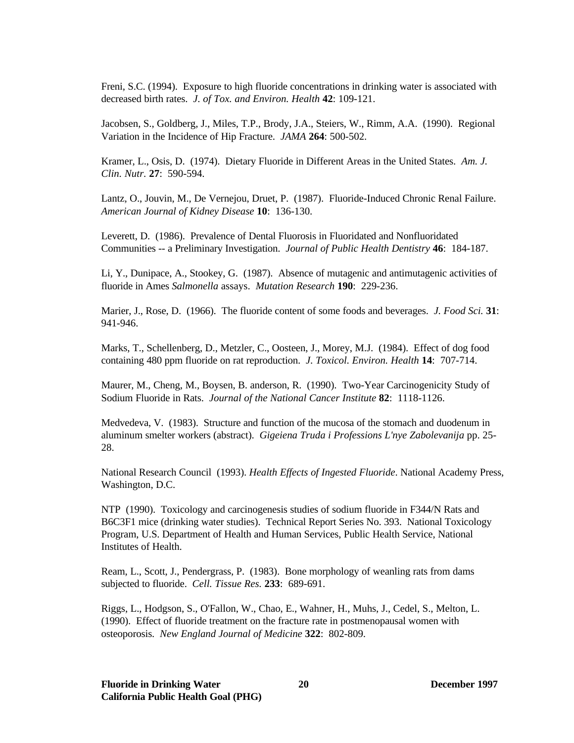Freni, S.C. (1994). Exposure to high fluoride concentrations in drinking water is associated with decreased birth rates. *J. of Tox. and Environ. Health* **42**: 109-121.

Jacobsen, S., Goldberg, J., Miles, T.P., Brody, J.A., Steiers, W., Rimm, A.A. (1990). Regional Variation in the Incidence of Hip Fracture. *JAMA* **264**: 500-502.

Kramer, L., Osis, D. (1974). Dietary Fluoride in Different Areas in the United States. *Am. J. Clin. Nutr.* **27**: 590-594.

Lantz, O., Jouvin, M., De Vernejou, Druet, P. (1987). Fluoride-Induced Chronic Renal Failure. *American Journal of Kidney Disease* **10**: 136-130.

Leverett, D. (1986). Prevalence of Dental Fluorosis in Fluoridated and Nonfluoridated Communities -- a Preliminary Investigation. *Journal of Public Health Dentistry* **46**: 184-187.

Li, Y., Dunipace, A., Stookey, G. (1987). Absence of mutagenic and antimutagenic activities of fluoride in Ames *Salmonella* assays. *Mutation Research* **190**: 229-236.

Marier, J., Rose, D. (1966). The fluoride content of some foods and beverages. *J. Food Sci.* **31**: 941-946.

Marks, T., Schellenberg, D., Metzler, C., Oosteen, J., Morey, M.J. (1984). Effect of dog food containing 480 ppm fluoride on rat reproduction. *J. Toxicol. Environ. Health* **14**: 707-714.

Maurer, M., Cheng, M., Boysen, B. anderson, R. (1990). Two-Year Carcinogenicity Study of Sodium Fluoride in Rats. *Journal of the National Cancer Institute* **82**: 1118-1126.

Medvedeva, V. (1983). Structure and function of the mucosa of the stomach and duodenum in aluminum smelter workers (abstract). *Gigeiena Truda i Professions L'nye Zabolevanija* pp. 25-28.

National Research Council (1993). *Health Effects of Ingested Fluoride*. National Academy Press, Washington, D.C.

NTP (1990). Toxicology and carcinogenesis studies of sodium fluoride in F344/N Rats and B6C3F1 mice (drinking water studies). Technical Report Series No. 393. National Toxicology Program, U.S. Department of Health and Human Services, Public Health Service, National Institutes of Health.

Ream, L., Scott, J., Pendergrass, P. (1983). Bone morphology of weanling rats from dams subjected to fluoride. *Cell. Tissue Res.* **233**: 689-691.

Riggs, L., Hodgson, S., O'Fallon, W., Chao, E., Wahner, H., Muhs, J., Cedel, S., Melton, L. (1990). Effect of fluoride treatment on the fracture rate in postmenopausal women with osteoporosis. *New England Journal of Medicine* **322**: 802-809.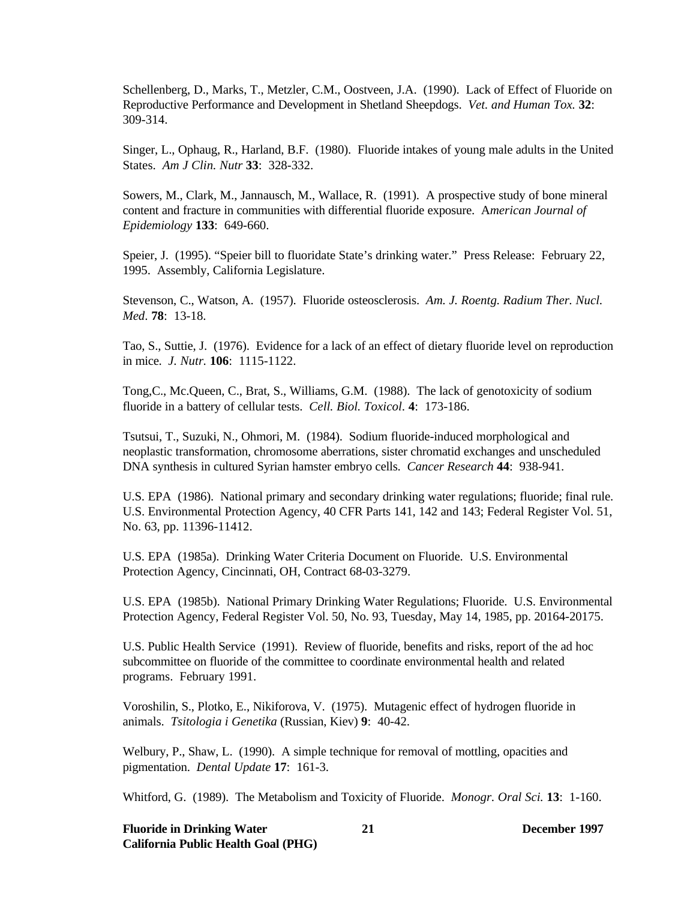Schellenberg, D., Marks, T., Metzler, C.M., Oostveen, J.A. (1990). Lack of Effect of Fluoride on Reproductive Performance and Development in Shetland Sheepdogs. *Vet. and Human Tox.* **32**: 309-314.

Singer, L., Ophaug, R., Harland, B.F. (1980). Fluoride intakes of young male adults in the United States. *Am J Clin. Nutr* **33**: 328-332.

Sowers, M., Clark, M., Jannausch, M., Wallace, R. (1991). A prospective study of bone mineral content and fracture in communities with differential fluoride exposure. A*merican Journal of Epidemiology* **133**: 649-660.

Speier, J. (1995). "Speier bill to fluoridate State's drinking water." Press Release: February 22, 1995. Assembly, California Legislature.

Stevenson, C., Watson, A. (1957). Fluoride osteosclerosis. *Am. J. Roentg. Radium Ther. Nucl. Med*. **78**: 13-18.

Tao, S., Suttie, J. (1976). Evidence for a lack of an effect of dietary fluoride level on reproduction in mice. *J. Nutr.* **106**: 1115-1122.

Tong,C., Mc.Queen, C., Brat, S., Williams, G.M. (1988). The lack of genotoxicity of sodium fluoride in a battery of cellular tests. *Cell. Biol. Toxicol*. **4**: 173-186.

Tsutsui, T., Suzuki, N., Ohmori, M. (1984). Sodium fluoride-induced morphological and neoplastic transformation, chromosome aberrations, sister chromatid exchanges and unscheduled DNA synthesis in cultured Syrian hamster embryo cells. *Cancer Research* **44**: 938-941.

U.S. EPA (1986). National primary and secondary drinking water regulations; fluoride; final rule. U.S. Environmental Protection Agency, 40 CFR Parts 141, 142 and 143; Federal Register Vol. 51, No. 63, pp. 11396-11412.

U.S. EPA (1985a). Drinking Water Criteria Document on Fluoride. U.S. Environmental Protection Agency, Cincinnati, OH, Contract 68-03-3279.

U.S. EPA (1985b). National Primary Drinking Water Regulations; Fluoride. U.S. Environmental Protection Agency, Federal Register Vol. 50, No. 93, Tuesday, May 14, 1985, pp. 20164-20175.

U.S. Public Health Service (1991). Review of fluoride, benefits and risks, report of the ad hoc subcommittee on fluoride of the committee to coordinate environmental health and related programs. February 1991.

Voroshilin, S., Plotko, E., Nikiforova, V. (1975). Mutagenic effect of hydrogen fluoride in animals. *Tsitologia i Genetika* (Russian, Kiev) **9**: 40-42.

Welbury, P., Shaw, L. (1990). A simple technique for removal of mottling, opacities and pigmentation. *Dental Update* **17**: 161-3.

Whitford, G. (1989). The Metabolism and Toxicity of Fluoride. *Monogr. Oral Sci.* **13**: 1-160.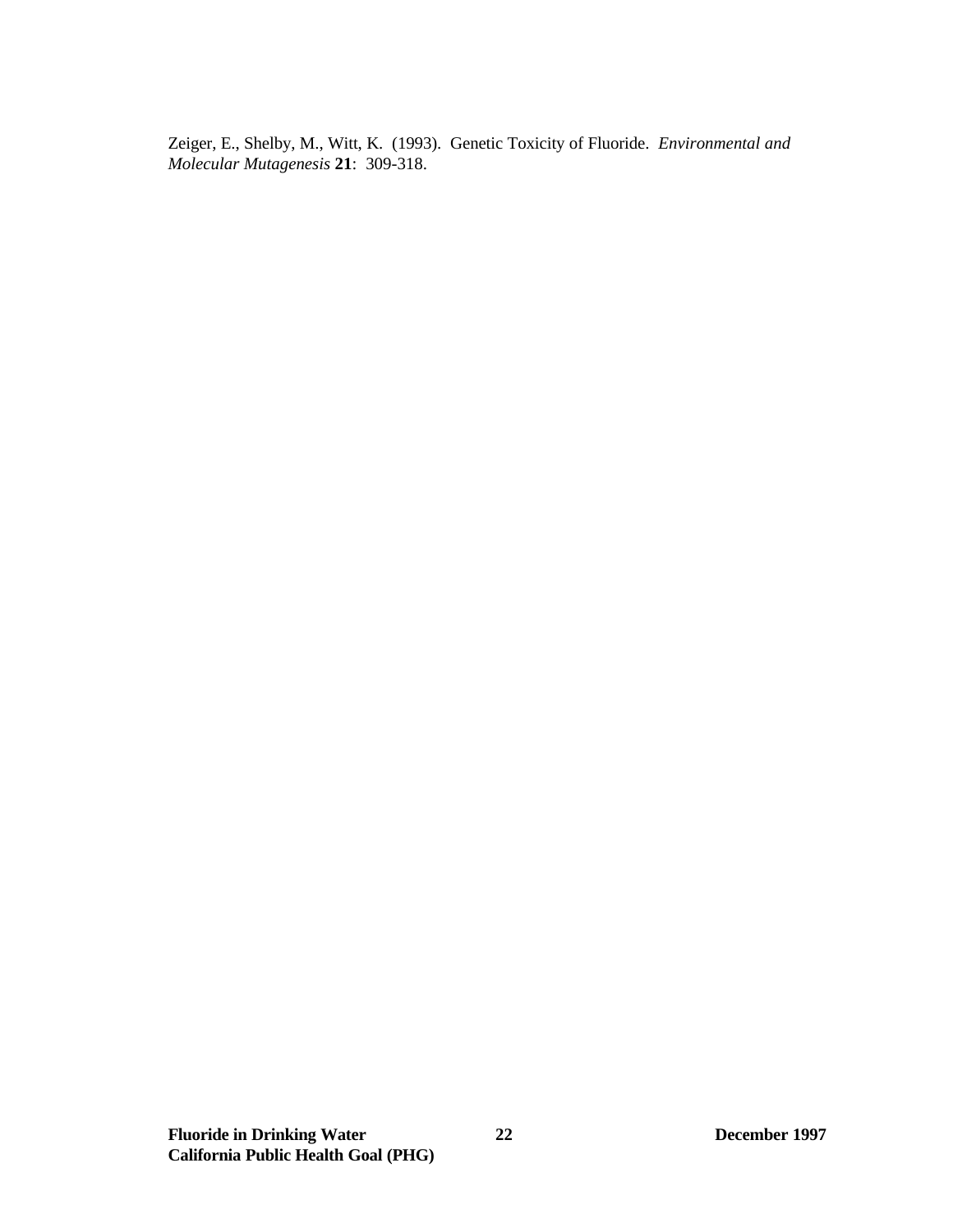Zeiger, E., Shelby, M., Witt, K. (1993). Genetic Toxicity of Fluoride. *Environmental and Molecular Mutagenesis* **21**: 309-318.